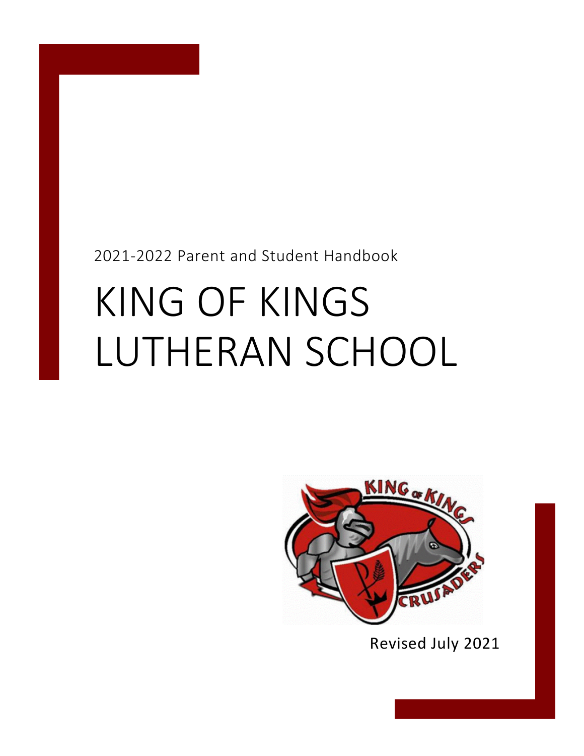2021-2022 Parent and Student Handbook

# KING OF KINGS LUTHERAN SCHOOL

Revised July 2021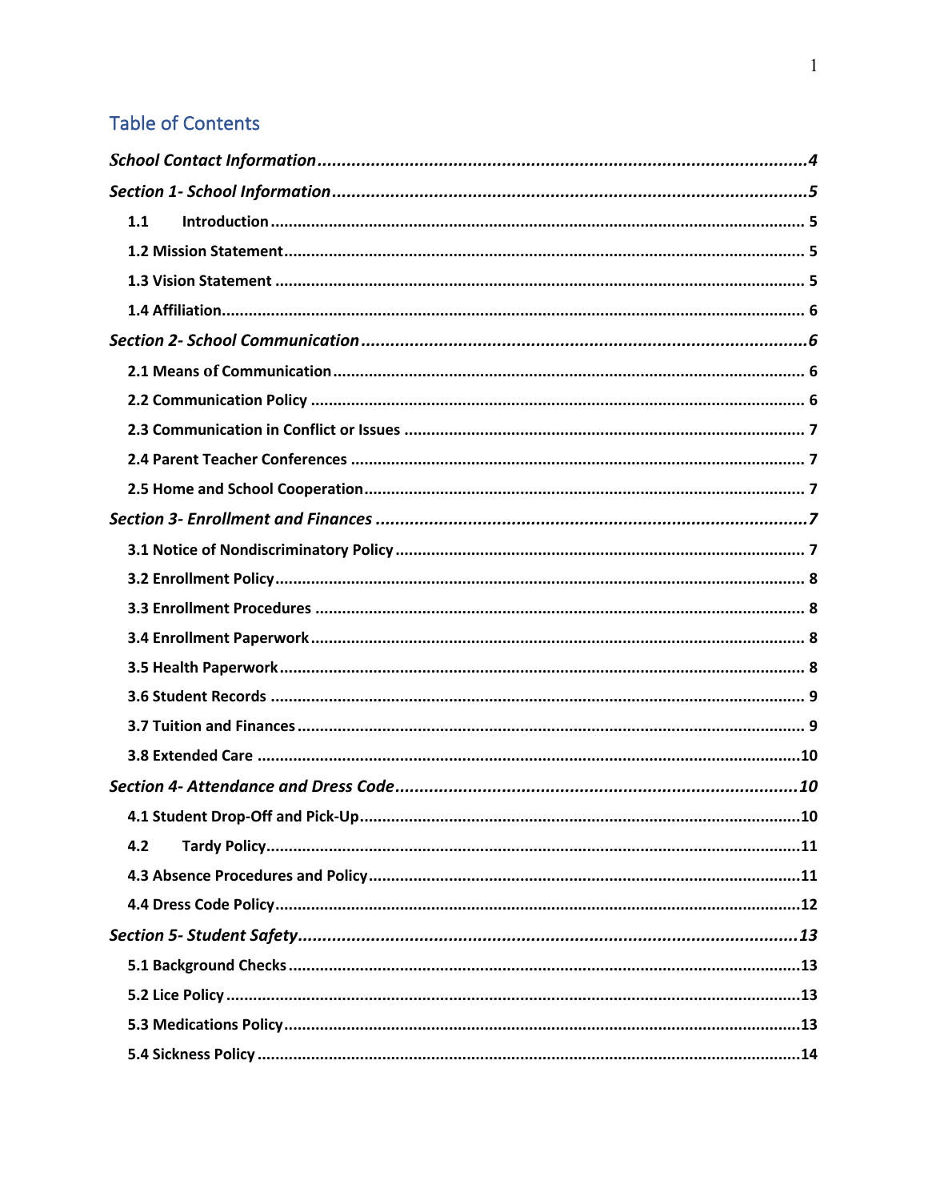## Table of Contents

*School Contact Information* ........................................................ *4*

*Section 1- School Information* ........................................................ *5*

- 1.1 Introduction ........................................................ 5
- 1.2 Mission Statement ........................................................ 5
- 1.3 Vision Statement ........................................................ 5
- 1.4 Affiliation ........................................................ 6

*Section 2- School Communication* ........................................................ *6*

- 2.1 Means of Communication ........................................................ 6
- 2.2 Communication Policy ........................................................ 6
- 2.3 Communication in Conflict or Issues ........................................................ 7
- 2.4 Parent Teacher Conferences ........................................................ 7
- 2.5 Home and School Cooperation ........................................................ 7

*Section 3- Enrollment and Finances* ........................................................ *7*

- 3.1 Notice of Nondiscriminatory Policy ........................................................ 7
- 3.2 Enrollment Policy ........................................................ 8
- 3.3 Enrollment Procedures ........................................................ 8
- 3.4 Enrollment Paperwork ........................................................ 8
- 3.5 Health Paperwork ........................................................ 8
- 3.6 Student Records ........................................................ 9
- 3.7 Tuition and Finances ........................................................ 9
- 3.8 Extended Care ........................................................ 10

*Section 4- Attendance and Dress Code* ........................................................ *10*

- 4.1 Student Drop-Off and Pick-Up ........................................................ 10
- 4.2 Tardy Policy ........................................................ 11
- 4.3 Absence Procedures and Policy ........................................................ 11
- 4.4 Dress Code Policy ........................................................ 12

*Section 5- Student Safety* ........................................................ *13*

- 5.1 Background Checks ........................................................ 13
- 5.2 Lice Policy ........................................................ 13
- 5.3 Medications Policy ........................................................ 13
- 5.4 Sickness Policy ........................................................ 14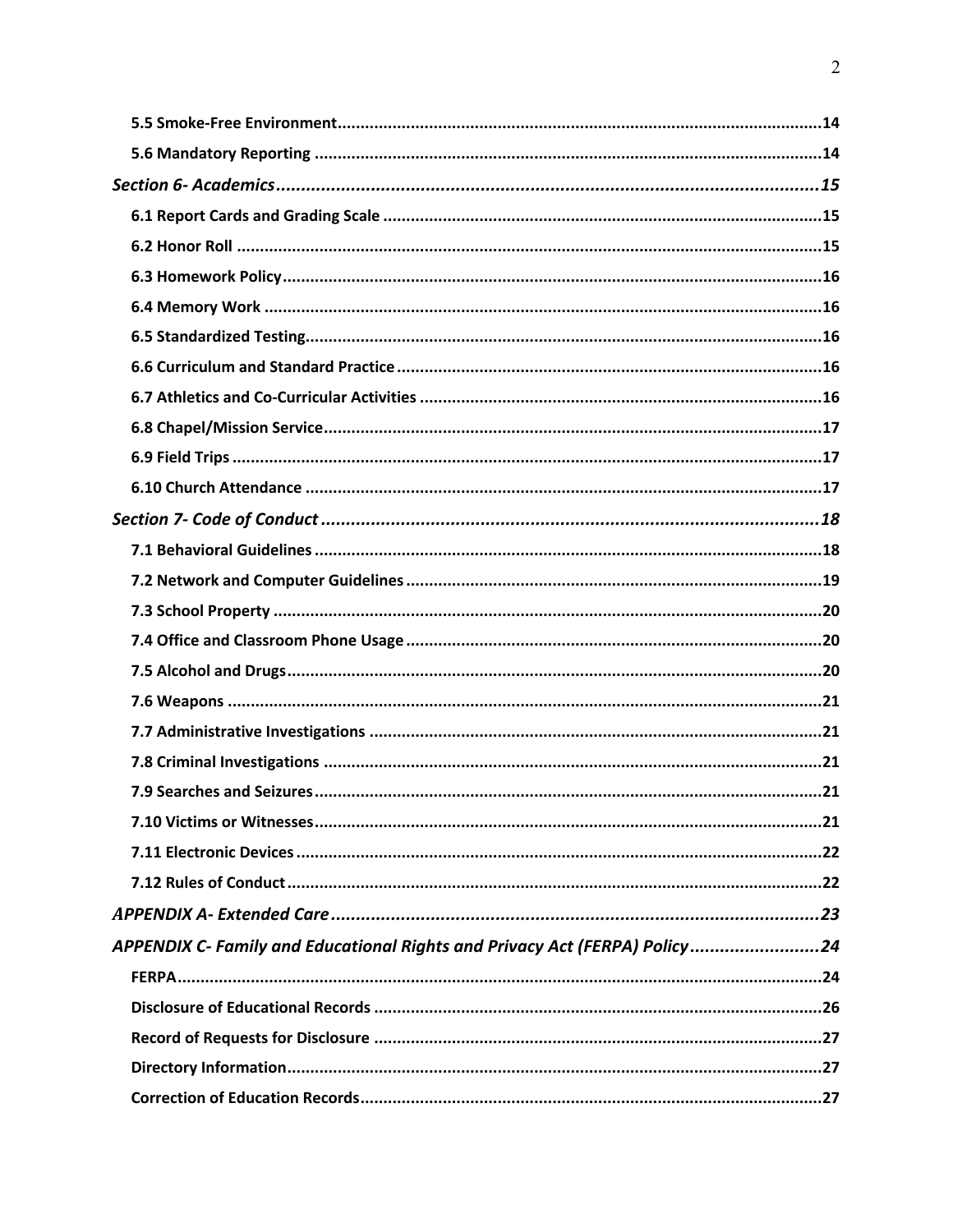**5.5 Smoke-Free Environment**......................................................................................................14

**5.6 Mandatory Reporting** ............................................................................................................14

***Section 6- Academics***...........................................................................................................***15***

**6.1 Report Cards and Grading Scale** .............................................................................................15

**6.2 Honor Roll** .............................................................................................................................15

**6.3 Homework Policy**...................................................................................................................16

**6.4 Memory Work** ........................................................................................................................16

**6.5 Standardized Testing**..............................................................................................................16

**6.6 Curriculum and Standard Practice** ..........................................................................................16

**6.7 Athletics and Co-Curricular Activities** ......................................................................................16

**6.8 Chapel/Mission Service**..........................................................................................................17

**6.9 Field Trips** ..............................................................................................................................17

**6.10 Church Attendance** ...............................................................................................................17

***Section 7- Code of Conduct***.....................................................................................................***18***

**7.1 Behavioral Guidelines** ............................................................................................................18

**7.2 Network and Computer Guidelines** .........................................................................................19

**7.3 School Property** .....................................................................................................................20

**7.4 Office and Classroom Phone Usage** .........................................................................................20

**7.5 Alcohol and Drugs**..................................................................................................................20

**7.6 Weapons** ...............................................................................................................................21

**7.7 Administrative Investigations** .................................................................................................21

**7.8 Criminal Investigations** ..........................................................................................................21

**7.9 Searches and Seizures**............................................................................................................21

**7.10 Victims or Witnesses**.............................................................................................................21

**7.11 Electronic Devices** ................................................................................................................22

**7.12 Rules of Conduct**..................................................................................................................22

***APPENDIX A- Extended Care***...................................................................................................***23***

***APPENDIX C- Family and Educational Rights and Privacy Act (FERPA) Policy***..........................***24***

**FERPA**.........................................................................................................................................24

**Disclosure of Educational Records** ...............................................................................................26

**Record of Requests for Disclosure** ...............................................................................................27

**Directory Information**..................................................................................................................27

**Correction of Education Records**..................................................................................................27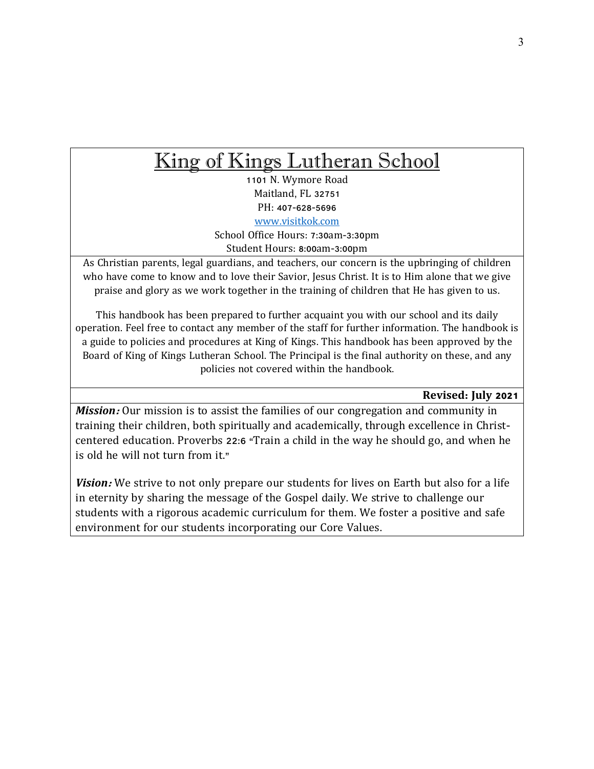# King of Kings Lutheran School

1101 N. Wymore Road
Maitland, FL 32751
PH: 407-628-5696
[www.visitkok.com](http://www.visitkok.com)
School Office Hours: 7:30am-3:30pm
Student Hours: 8:00am-3:00pm

As Christian parents, legal guardians, and teachers, our concern is the upbringing of children who have come to know and to love their Savior, Jesus Christ. It is to Him alone that we give praise and glory as we work together in the training of children that He has given to us.

This handbook has been prepared to further acquaint you with our school and its daily operation. Feel free to contact any member of the staff for further information. The handbook is a guide to policies and procedures at King of Kings. This handbook has been approved by the Board of King of Kings Lutheran School. The Principal is the final authority on these, and any policies not covered within the handbook.

**Revised: July 2021**

***Mission:*** Our mission is to assist the families of our congregation and community in training their children, both spiritually and academically, through excellence in Christ-centered education. Proverbs 22:6 "Train a child in the way he should go, and when he is old he will not turn from it."

***Vision:*** We strive to not only prepare our students for lives on Earth but also for a life in eternity by sharing the message of the Gospel daily. We strive to challenge our students with a rigorous academic curriculum for them. We foster a positive and safe environment for our students incorporating our Core Values.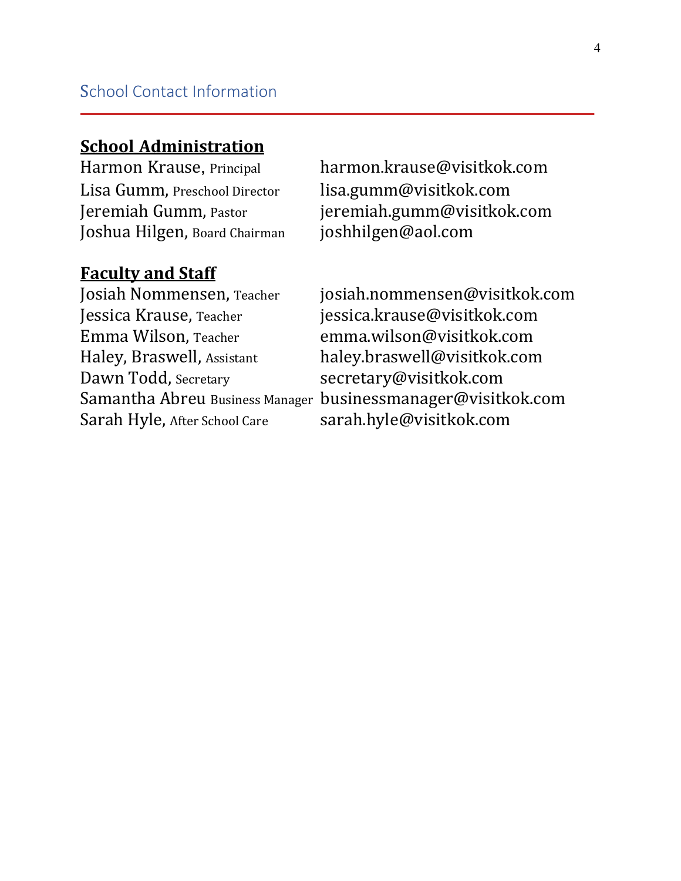## School Contact Information

### School Administration

| | |
|---|---|
| Harmon Krause, Principal | harmon.krause@visitkok.com |
| Lisa Gumm, Preschool Director | lisa.gumm@visitkok.com |
| Jeremiah Gumm, Pastor | jeremiah.gumm@visitkok.com |
| Joshua Hilgen, Board Chairman | joshhilgen@aol.com |

### Faculty and Staff

| | |
|---|---|
| Josiah Nommensen, Teacher | josiah.nommensen@visitkok.com |
| Jessica Krause, Teacher | jessica.krause@visitkok.com |
| Emma Wilson, Teacher | emma.wilson@visitkok.com |
| Haley, Braswell, Assistant | haley.braswell@visitkok.com |
| Dawn Todd, Secretary | secretary@visitkok.com |
| Samantha Abreu Business Manager | businessmanager@visitkok.com |
| Sarah Hyle, After School Care | sarah.hyle@visitkok.com |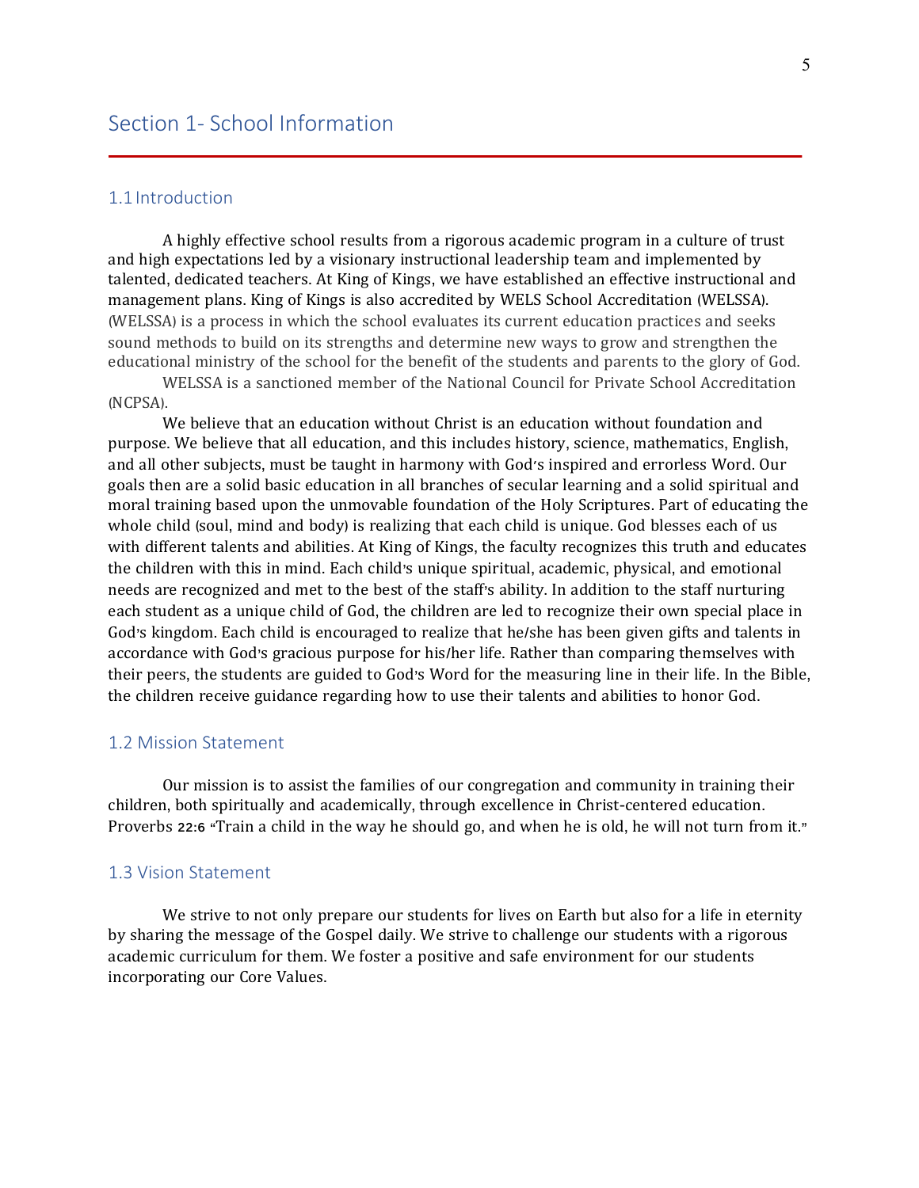# Section 1- School Information

## 1.1 Introduction

A highly effective school results from a rigorous academic program in a culture of trust and high expectations led by a visionary instructional leadership team and implemented by talented, dedicated teachers. At King of Kings, we have established an effective instructional and management plans. King of Kings is also accredited by WELS School Accreditation (WELSSA). (WELSSA) is a process in which the school evaluates its current education practices and seeks sound methods to build on its strengths and determine new ways to grow and strengthen the educational ministry of the school for the benefit of the students and parents to the glory of God.

WELSSA is a sanctioned member of the National Council for Private School Accreditation (NCPSA).

We believe that an education without Christ is an education without foundation and purpose. We believe that all education, and this includes history, science, mathematics, English, and all other subjects, must be taught in harmony with God's inspired and errorless Word. Our goals then are a solid basic education in all branches of secular learning and a solid spiritual and moral training based upon the unmovable foundation of the Holy Scriptures. Part of educating the whole child (soul, mind and body) is realizing that each child is unique. God blesses each of us with different talents and abilities. At King of Kings, the faculty recognizes this truth and educates the children with this in mind. Each child's unique spiritual, academic, physical, and emotional needs are recognized and met to the best of the staff's ability. In addition to the staff nurturing each student as a unique child of God, the children are led to recognize their own special place in God's kingdom. Each child is encouraged to realize that he/she has been given gifts and talents in accordance with God's gracious purpose for his/her life. Rather than comparing themselves with their peers, the students are guided to God's Word for the measuring line in their life. In the Bible, the children receive guidance regarding how to use their talents and abilities to honor God.

## 1.2 Mission Statement

Our mission is to assist the families of our congregation and community in training their children, both spiritually and academically, through excellence in Christ-centered education. Proverbs 22:6 "Train a child in the way he should go, and when he is old, he will not turn from it."

## 1.3 Vision Statement

We strive to not only prepare our students for lives on Earth but also for a life in eternity by sharing the message of the Gospel daily. We strive to challenge our students with a rigorous academic curriculum for them. We foster a positive and safe environment for our students incorporating our Core Values.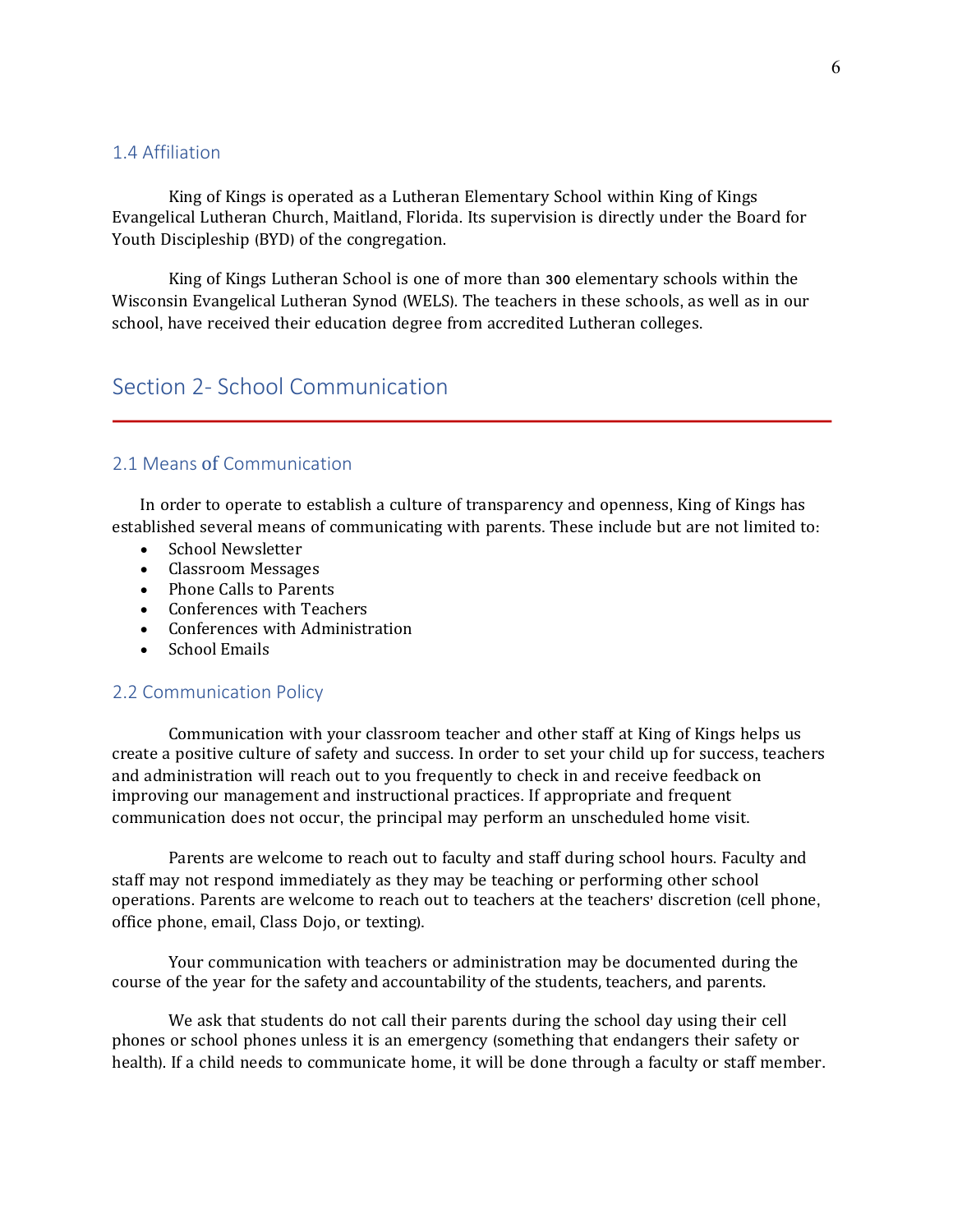### 1.4 Affiliation

King of Kings is operated as a Lutheran Elementary School within King of Kings Evangelical Lutheran Church, Maitland, Florida. Its supervision is directly under the Board for Youth Discipleship (BYD) of the congregation.

King of Kings Lutheran School is one of more than 300 elementary schools within the Wisconsin Evangelical Lutheran Synod (WELS). The teachers in these schools, as well as in our school, have received their education degree from accredited Lutheran colleges.

## Section 2- School Communication

### 2.1 Means of Communication

In order to operate to establish a culture of transparency and openness, King of Kings has established several means of communicating with parents. These include but are not limited to:

- School Newsletter
- Classroom Messages
- Phone Calls to Parents
- Conferences with Teachers
- Conferences with Administration
- School Emails

### 2.2 Communication Policy

Communication with your classroom teacher and other staff at King of Kings helps us create a positive culture of safety and success. In order to set your child up for success, teachers and administration will reach out to you frequently to check in and receive feedback on improving our management and instructional practices. If appropriate and frequent communication does not occur, the principal may perform an unscheduled home visit.

Parents are welcome to reach out to faculty and staff during school hours. Faculty and staff may not respond immediately as they may be teaching or performing other school operations. Parents are welcome to reach out to teachers at the teachers' discretion (cell phone, office phone, email, Class Dojo, or texting).

Your communication with teachers or administration may be documented during the course of the year for the safety and accountability of the students, teachers, and parents.

We ask that students do not call their parents during the school day using their cell phones or school phones unless it is an emergency (something that endangers their safety or health). If a child needs to communicate home, it will be done through a faculty or staff member.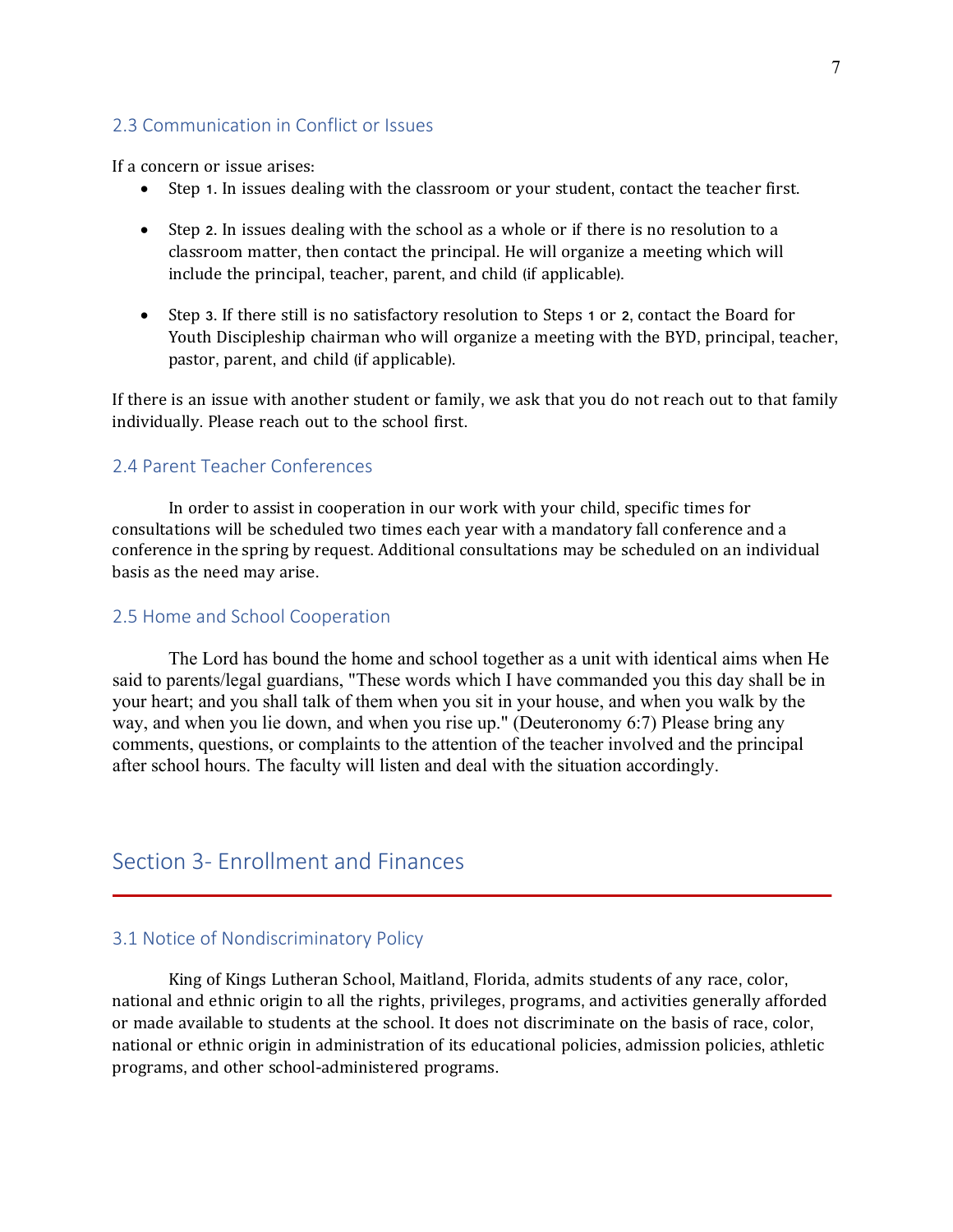### 2.3 Communication in Conflict or Issues

If a concern or issue arises:

- Step 1. In issues dealing with the classroom or your student, contact the teacher first.
- Step 2. In issues dealing with the school as a whole or if there is no resolution to a classroom matter, then contact the principal. He will organize a meeting which will include the principal, teacher, parent, and child (if applicable).
- Step 3. If there still is no satisfactory resolution to Steps 1 or 2, contact the Board for Youth Discipleship chairman who will organize a meeting with the BYD, principal, teacher, pastor, parent, and child (if applicable).

If there is an issue with another student or family, we ask that you do not reach out to that family individually. Please reach out to the school first.

### 2.4 Parent Teacher Conferences

In order to assist in cooperation in our work with your child, specific times for consultations will be scheduled two times each year with a mandatory fall conference and a conference in the spring by request. Additional consultations may be scheduled on an individual basis as the need may arise.

### 2.5 Home and School Cooperation

The Lord has bound the home and school together as a unit with identical aims when He said to parents/legal guardians, "These words which I have commanded you this day shall be in your heart; and you shall talk of them when you sit in your house, and when you walk by the way, and when you lie down, and when you rise up." (Deuteronomy 6:7) Please bring any comments, questions, or complaints to the attention of the teacher involved and the principal after school hours. The faculty will listen and deal with the situation accordingly.

## Section 3- Enrollment and Finances

### 3.1 Notice of Nondiscriminatory Policy

King of Kings Lutheran School, Maitland, Florida, admits students of any race, color, national and ethnic origin to all the rights, privileges, programs, and activities generally afforded or made available to students at the school. It does not discriminate on the basis of race, color, national or ethnic origin in administration of its educational policies, admission policies, athletic programs, and other school-administered programs.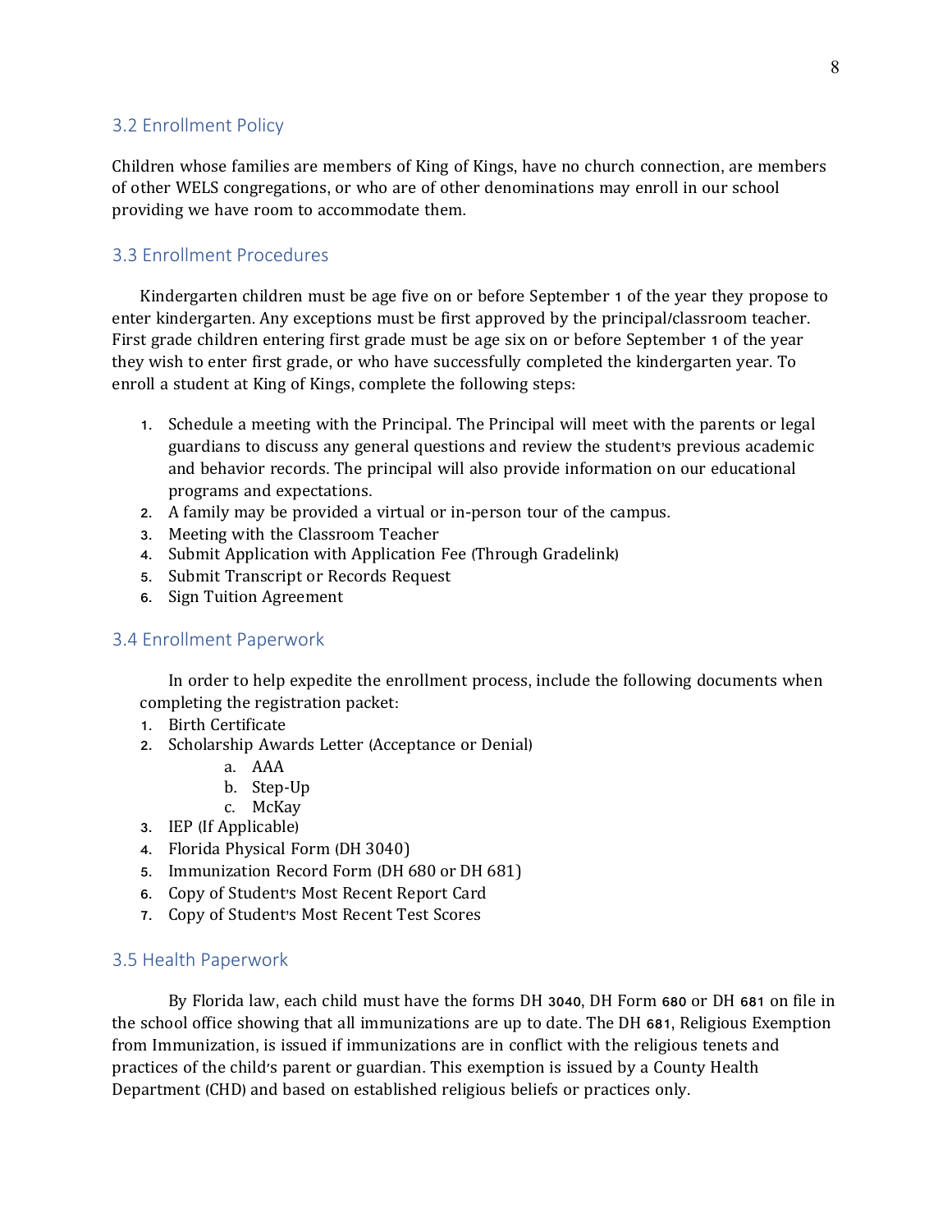## 3.2 Enrollment Policy

Children whose families are members of King of Kings, have no church connection, are members of other WELS congregations, or who are of other denominations may enroll in our school providing we have room to accommodate them.

## 3.3 Enrollment Procedures

Kindergarten children must be age five on or before September 1 of the year they propose to enter kindergarten. Any exceptions must be first approved by the principal/classroom teacher. First grade children entering first grade must be age six on or before September 1 of the year they wish to enter first grade, or who have successfully completed the kindergarten year. To enroll a student at King of Kings, complete the following steps:

1. Schedule a meeting with the Principal. The Principal will meet with the parents or legal guardians to discuss any general questions and review the student's previous academic and behavior records. The principal will also provide information on our educational programs and expectations.
2. A family may be provided a virtual or in-person tour of the campus.
3. Meeting with the Classroom Teacher
4. Submit Application with Application Fee (Through Gradelink)
5. Submit Transcript or Records Request
6. Sign Tuition Agreement

## 3.4 Enrollment Paperwork

In order to help expedite the enrollment process, include the following documents when completing the registration packet:

1. Birth Certificate
2. Scholarship Awards Letter (Acceptance or Denial)
   a. AAA
   b. Step-Up
   c. McKay
3. IEP (If Applicable)
4. Florida Physical Form (DH 3040)
5. Immunization Record Form (DH 680 or DH 681)
6. Copy of Student's Most Recent Report Card
7. Copy of Student's Most Recent Test Scores

## 3.5 Health Paperwork

By Florida law, each child must have the forms DH 3040, DH Form 680 or DH 681 on file in the school office showing that all immunizations are up to date. The DH 681, Religious Exemption from Immunization, is issued if immunizations are in conflict with the religious tenets and practices of the child's parent or guardian. This exemption is issued by a County Health Department (CHD) and based on established religious beliefs or practices only.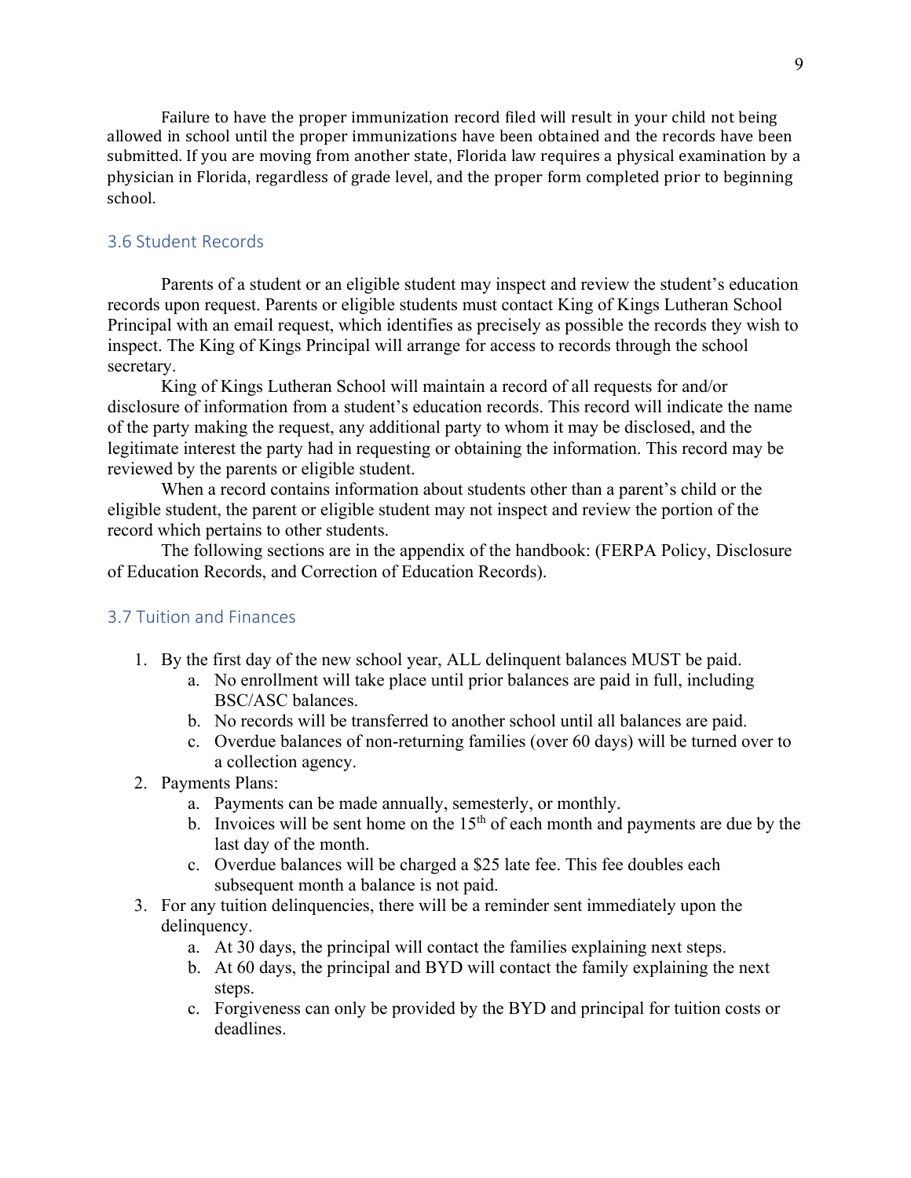Failure to have the proper immunization record filed will result in your child not being allowed in school until the proper immunizations have been obtained and the records have been submitted. If you are moving from another state, Florida law requires a physical examination by a physician in Florida, regardless of grade level, and the proper form completed prior to beginning school.

### 3.6 Student Records

Parents of a student or an eligible student may inspect and review the student's education records upon request. Parents or eligible students must contact King of Kings Lutheran School Principal with an email request, which identifies as precisely as possible the records they wish to inspect. The King of Kings Principal will arrange for access to records through the school secretary.

King of Kings Lutheran School will maintain a record of all requests for and/or disclosure of information from a student's education records. This record will indicate the name of the party making the request, any additional party to whom it may be disclosed, and the legitimate interest the party had in requesting or obtaining the information. This record may be reviewed by the parents or eligible student.

When a record contains information about students other than a parent's child or the eligible student, the parent or eligible student may not inspect and review the portion of the record which pertains to other students.

The following sections are in the appendix of the handbook: (FERPA Policy, Disclosure of Education Records, and Correction of Education Records).

### 3.7 Tuition and Finances

1. By the first day of the new school year, ALL delinquent balances MUST be paid.
   a. No enrollment will take place until prior balances are paid in full, including BSC/ASC balances.
   b. No records will be transferred to another school until all balances are paid.
   c. Overdue balances of non-returning families (over 60 days) will be turned over to a collection agency.
2. Payments Plans:
   a. Payments can be made annually, semesterly, or monthly.
   b. Invoices will be sent home on the 15th of each month and payments are due by the last day of the month.
   c. Overdue balances will be charged a $25 late fee. This fee doubles each subsequent month a balance is not paid.
3. For any tuition delinquencies, there will be a reminder sent immediately upon the delinquency.
   a. At 30 days, the principal will contact the families explaining next steps.
   b. At 60 days, the principal and BYD will contact the family explaining the next steps.
   c. Forgiveness can only be provided by the BYD and principal for tuition costs or deadlines.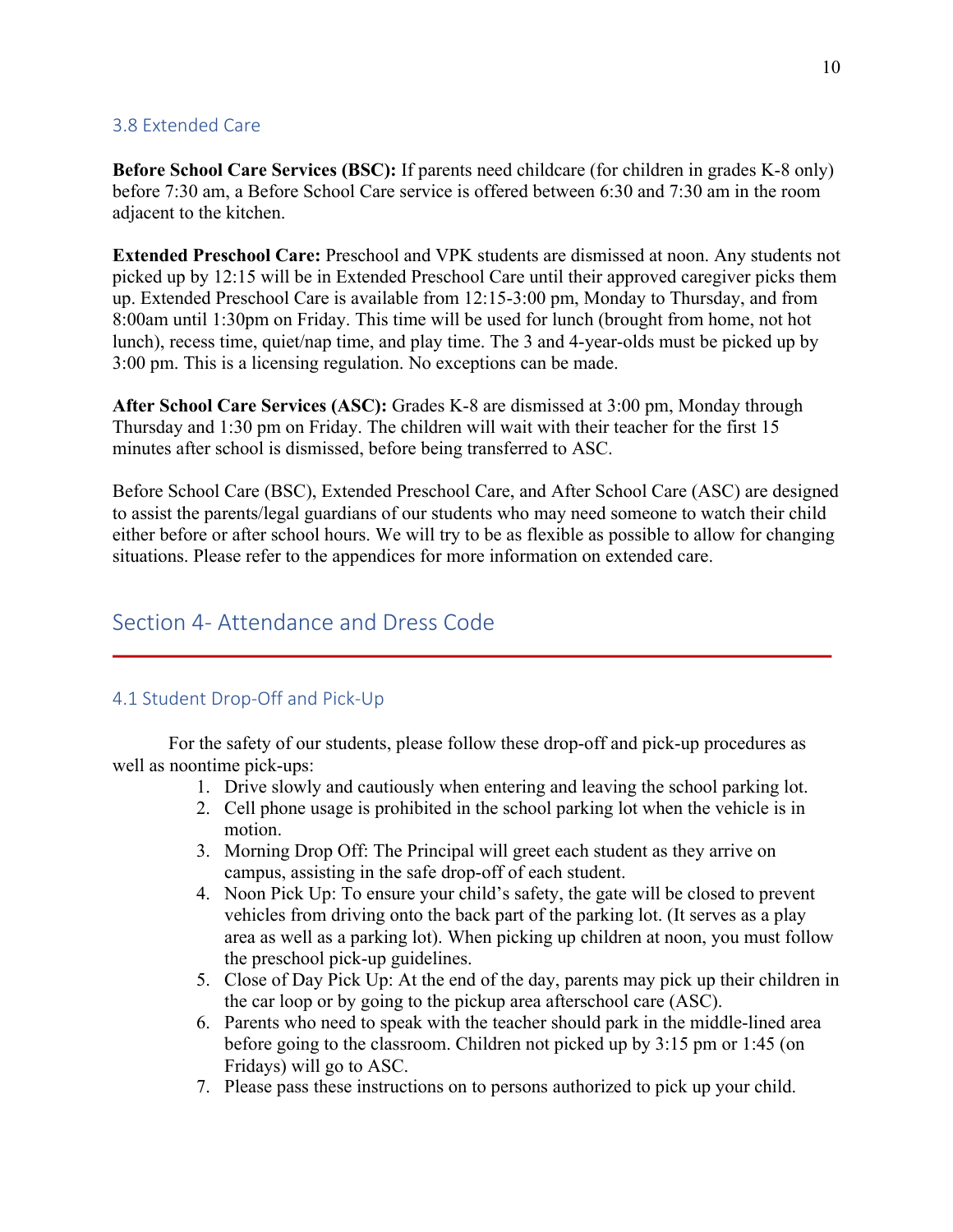### 3.8 Extended Care

**Before School Care Services (BSC):** If parents need childcare (for children in grades K-8 only) before 7:30 am, a Before School Care service is offered between 6:30 and 7:30 am in the room adjacent to the kitchen.

**Extended Preschool Care:** Preschool and VPK students are dismissed at noon. Any students not picked up by 12:15 will be in Extended Preschool Care until their approved caregiver picks them up. Extended Preschool Care is available from 12:15-3:00 pm, Monday to Thursday, and from 8:00am until 1:30pm on Friday. This time will be used for lunch (brought from home, not hot lunch), recess time, quiet/nap time, and play time. The 3 and 4-year-olds must be picked up by 3:00 pm. This is a licensing regulation. No exceptions can be made.

**After School Care Services (ASC):** Grades K-8 are dismissed at 3:00 pm, Monday through Thursday and 1:30 pm on Friday. The children will wait with their teacher for the first 15 minutes after school is dismissed, before being transferred to ASC.

Before School Care (BSC), Extended Preschool Care, and After School Care (ASC) are designed to assist the parents/legal guardians of our students who may need someone to watch their child either before or after school hours. We will try to be as flexible as possible to allow for changing situations. Please refer to the appendices for more information on extended care.

## Section 4- Attendance and Dress Code

### 4.1 Student Drop-Off and Pick-Up

For the safety of our students, please follow these drop-off and pick-up procedures as well as noontime pick-ups:

1. Drive slowly and cautiously when entering and leaving the school parking lot.
2. Cell phone usage is prohibited in the school parking lot when the vehicle is in motion.
3. Morning Drop Off: The Principal will greet each student as they arrive on campus, assisting in the safe drop-off of each student.
4. Noon Pick Up: To ensure your child's safety, the gate will be closed to prevent vehicles from driving onto the back part of the parking lot. (It serves as a play area as well as a parking lot). When picking up children at noon, you must follow the preschool pick-up guidelines.
5. Close of Day Pick Up: At the end of the day, parents may pick up their children in the car loop or by going to the pickup area afterschool care (ASC).
6. Parents who need to speak with the teacher should park in the middle-lined area before going to the classroom. Children not picked up by 3:15 pm or 1:45 (on Fridays) will go to ASC.
7. Please pass these instructions on to persons authorized to pick up your child.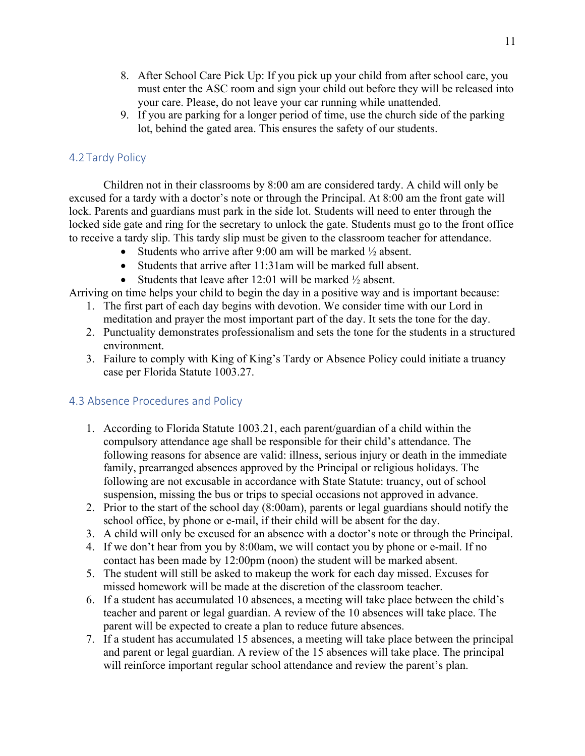8. After School Care Pick Up: If you pick up your child from after school care, you must enter the ASC room and sign your child out before they will be released into your care. Please, do not leave your car running while unattended.
9. If you are parking for a longer period of time, use the church side of the parking lot, behind the gated area. This ensures the safety of our students.

## 4.2 Tardy Policy

Children not in their classrooms by 8:00 am are considered tardy. A child will only be excused for a tardy with a doctor's note or through the Principal. At 8:00 am the front gate will lock. Parents and guardians must park in the side lot. Students will need to enter through the locked side gate and ring for the secretary to unlock the gate. Students must go to the front office to receive a tardy slip. This tardy slip must be given to the classroom teacher for attendance.

- Students who arrive after 9:00 am will be marked ½ absent.
- Students that arrive after 11:31am will be marked full absent.
- Students that leave after 12:01 will be marked ½ absent.

Arriving on time helps your child to begin the day in a positive way and is important because:

1. The first part of each day begins with devotion. We consider time with our Lord in meditation and prayer the most important part of the day. It sets the tone for the day.
2. Punctuality demonstrates professionalism and sets the tone for the students in a structured environment.
3. Failure to comply with King of King's Tardy or Absence Policy could initiate a truancy case per Florida Statute 1003.27.

## 4.3 Absence Procedures and Policy

1. According to Florida Statute 1003.21, each parent/guardian of a child within the compulsory attendance age shall be responsible for their child's attendance. The following reasons for absence are valid: illness, serious injury or death in the immediate family, prearranged absences approved by the Principal or religious holidays. The following are not excusable in accordance with State Statute: truancy, out of school suspension, missing the bus or trips to special occasions not approved in advance.
2. Prior to the start of the school day (8:00am), parents or legal guardians should notify the school office, by phone or e-mail, if their child will be absent for the day.
3. A child will only be excused for an absence with a doctor's note or through the Principal.
4. If we don't hear from you by 8:00am, we will contact you by phone or e-mail. If no contact has been made by 12:00pm (noon) the student will be marked absent.
5. The student will still be asked to makeup the work for each day missed. Excuses for missed homework will be made at the discretion of the classroom teacher.
6. If a student has accumulated 10 absences, a meeting will take place between the child's teacher and parent or legal guardian. A review of the 10 absences will take place. The parent will be expected to create a plan to reduce future absences.
7. If a student has accumulated 15 absences, a meeting will take place between the principal and parent or legal guardian. A review of the 15 absences will take place. The principal will reinforce important regular school attendance and review the parent's plan.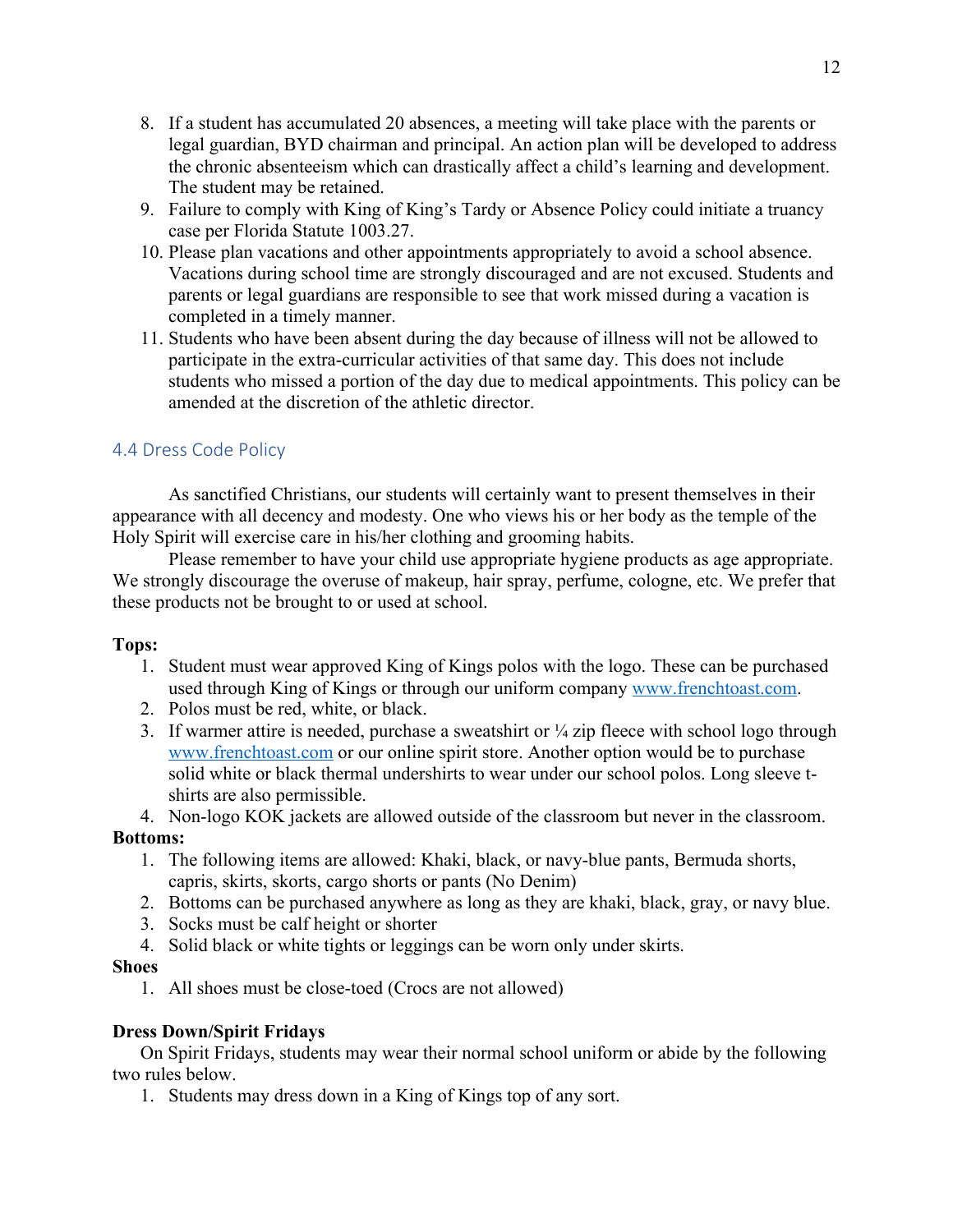8. If a student has accumulated 20 absences, a meeting will take place with the parents or legal guardian, BYD chairman and principal. An action plan will be developed to address the chronic absenteeism which can drastically affect a child's learning and development. The student may be retained.
9. Failure to comply with King of King's Tardy or Absence Policy could initiate a truancy case per Florida Statute 1003.27.
10. Please plan vacations and other appointments appropriately to avoid a school absence. Vacations during school time are strongly discouraged and are not excused. Students and parents or legal guardians are responsible to see that work missed during a vacation is completed in a timely manner.
11. Students who have been absent during the day because of illness will not be allowed to participate in the extra-curricular activities of that same day. This does not include students who missed a portion of the day due to medical appointments. This policy can be amended at the discretion of the athletic director.

## 4.4 Dress Code Policy

As sanctified Christians, our students will certainly want to present themselves in their appearance with all decency and modesty. One who views his or her body as the temple of the Holy Spirit will exercise care in his/her clothing and grooming habits.

Please remember to have your child use appropriate hygiene products as age appropriate. We strongly discourage the overuse of makeup, hair spray, perfume, cologne, etc. We prefer that these products not be brought to or used at school.

**Tops:**

1. Student must wear approved King of Kings polos with the logo. These can be purchased used through King of Kings or through our uniform company www.frenchtoast.com.
2. Polos must be red, white, or black.
3. If warmer attire is needed, purchase a sweatshirt or ¼ zip fleece with school logo through www.frenchtoast.com or our online spirit store. Another option would be to purchase solid white or black thermal undershirts to wear under our school polos. Long sleeve t-shirts are also permissible.
4. Non-logo KOK jackets are allowed outside of the classroom but never in the classroom.

**Bottoms:**

1. The following items are allowed: Khaki, black, or navy-blue pants, Bermuda shorts, capris, skirts, skorts, cargo shorts or pants (No Denim)
2. Bottoms can be purchased anywhere as long as they are khaki, black, gray, or navy blue.
3. Socks must be calf height or shorter
4. Solid black or white tights or leggings can be worn only under skirts.

**Shoes**

1. All shoes must be close-toed (Crocs are not allowed)

**Dress Down/Spirit Fridays**

On Spirit Fridays, students may wear their normal school uniform or abide by the following two rules below.

1. Students may dress down in a King of Kings top of any sort.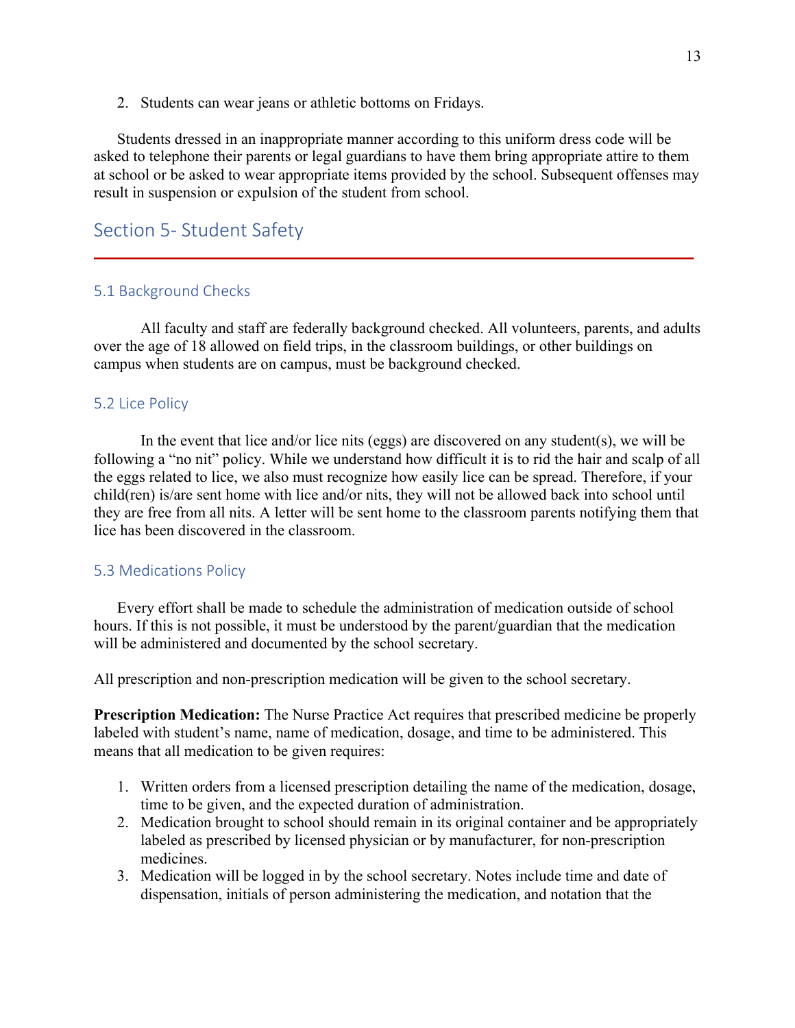2. Students can wear jeans or athletic bottoms on Fridays.

Students dressed in an inappropriate manner according to this uniform dress code will be asked to telephone their parents or legal guardians to have them bring appropriate attire to them at school or be asked to wear appropriate items provided by the school. Subsequent offenses may result in suspension or expulsion of the student from school.

## Section 5- Student Safety

### 5.1 Background Checks

All faculty and staff are federally background checked. All volunteers, parents, and adults over the age of 18 allowed on field trips, in the classroom buildings, or other buildings on campus when students are on campus, must be background checked.

### 5.2 Lice Policy

In the event that lice and/or lice nits (eggs) are discovered on any student(s), we will be following a "no nit" policy. While we understand how difficult it is to rid the hair and scalp of all the eggs related to lice, we also must recognize how easily lice can be spread. Therefore, if your child(ren) is/are sent home with lice and/or nits, they will not be allowed back into school until they are free from all nits. A letter will be sent home to the classroom parents notifying them that lice has been discovered in the classroom.

### 5.3 Medications Policy

Every effort shall be made to schedule the administration of medication outside of school hours. If this is not possible, it must be understood by the parent/guardian that the medication will be administered and documented by the school secretary.

All prescription and non-prescription medication will be given to the school secretary.

**Prescription Medication:** The Nurse Practice Act requires that prescribed medicine be properly labeled with student's name, name of medication, dosage, and time to be administered. This means that all medication to be given requires:

1. Written orders from a licensed prescription detailing the name of the medication, dosage, time to be given, and the expected duration of administration.
2. Medication brought to school should remain in its original container and be appropriately labeled as prescribed by licensed physician or by manufacturer, for non-prescription medicines.
3. Medication will be logged in by the school secretary. Notes include time and date of dispensation, initials of person administering the medication, and notation that the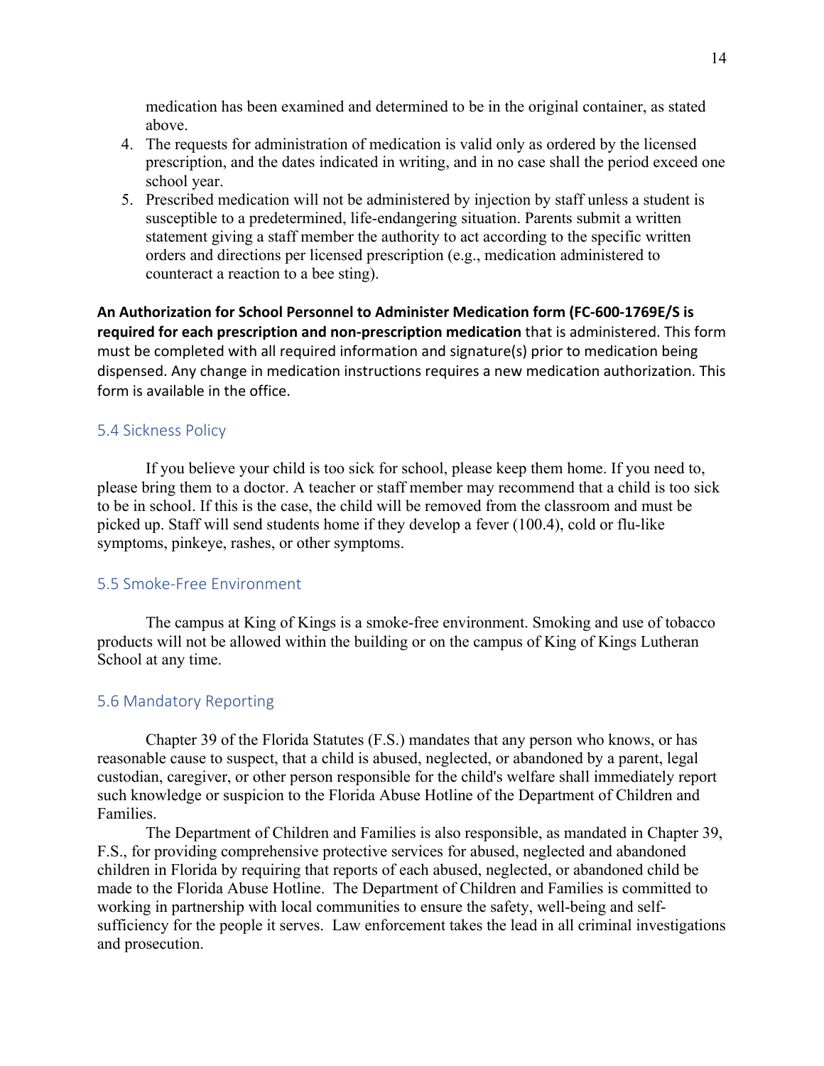medication has been examined and determined to be in the original container, as stated above.

4. The requests for administration of medication is valid only as ordered by the licensed prescription, and the dates indicated in writing, and in no case shall the period exceed one school year.
5. Prescribed medication will not be administered by injection by staff unless a student is susceptible to a predetermined, life-endangering situation. Parents submit a written statement giving a staff member the authority to act according to the specific written orders and directions per licensed prescription (e.g., medication administered to counteract a reaction to a bee sting).

**An Authorization for School Personnel to Administer Medication form (FC-600-1769E/S is required for each prescription and non-prescription medication** that is administered. This form must be completed with all required information and signature(s) prior to medication being dispensed. Any change in medication instructions requires a new medication authorization. This form is available in the office.

## 5.4 Sickness Policy

If you believe your child is too sick for school, please keep them home. If you need to, please bring them to a doctor. A teacher or staff member may recommend that a child is too sick to be in school. If this is the case, the child will be removed from the classroom and must be picked up. Staff will send students home if they develop a fever (100.4), cold or flu-like symptoms, pinkeye, rashes, or other symptoms.

## 5.5 Smoke-Free Environment

The campus at King of Kings is a smoke-free environment. Smoking and use of tobacco products will not be allowed within the building or on the campus of King of Kings Lutheran School at any time.

## 5.6 Mandatory Reporting

Chapter 39 of the Florida Statutes (F.S.) mandates that any person who knows, or has reasonable cause to suspect, that a child is abused, neglected, or abandoned by a parent, legal custodian, caregiver, or other person responsible for the child's welfare shall immediately report such knowledge or suspicion to the Florida Abuse Hotline of the Department of Children and Families.

The Department of Children and Families is also responsible, as mandated in Chapter 39, F.S., for providing comprehensive protective services for abused, neglected and abandoned children in Florida by requiring that reports of each abused, neglected, or abandoned child be made to the Florida Abuse Hotline. The Department of Children and Families is committed to working in partnership with local communities to ensure the safety, well-being and self-sufficiency for the people it serves. Law enforcement takes the lead in all criminal investigations and prosecution.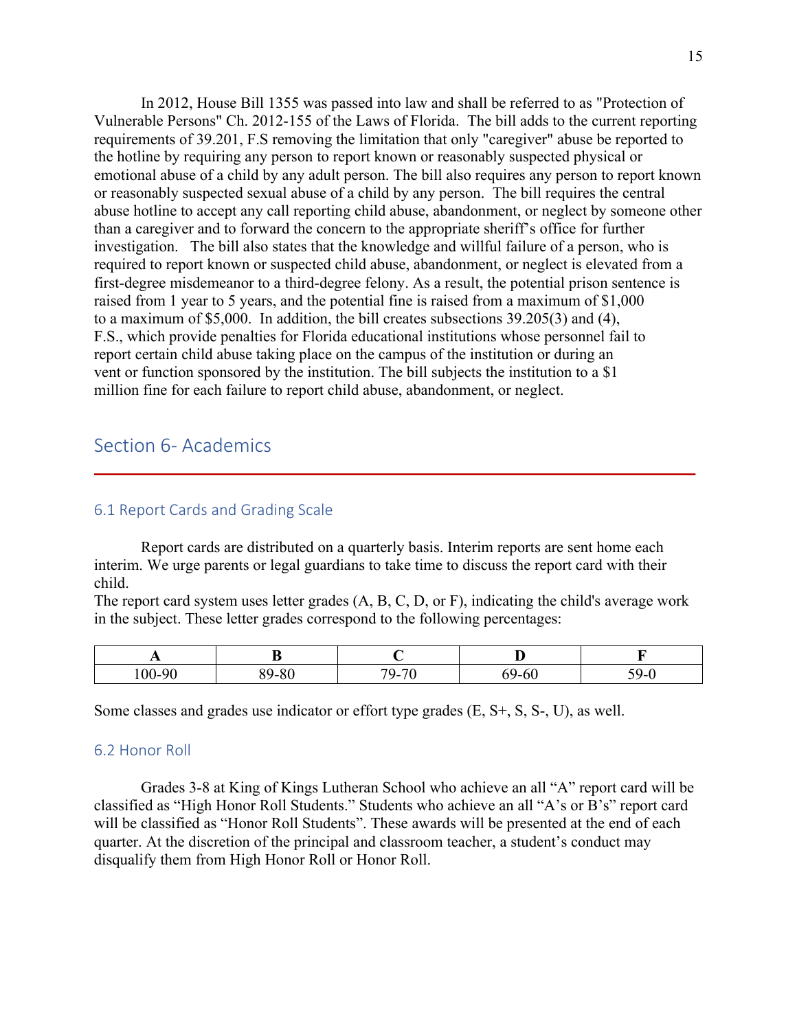In 2012, House Bill 1355 was passed into law and shall be referred to as "Protection of Vulnerable Persons" Ch. 2012-155 of the Laws of Florida. The bill adds to the current reporting requirements of 39.201, F.S removing the limitation that only "caregiver" abuse be reported to the hotline by requiring any person to report known or reasonably suspected physical or emotional abuse of a child by any adult person. The bill also requires any person to report known or reasonably suspected sexual abuse of a child by any person. The bill requires the central abuse hotline to accept any call reporting child abuse, abandonment, or neglect by someone other than a caregiver and to forward the concern to the appropriate sheriff's office for further investigation. The bill also states that the knowledge and willful failure of a person, who is required to report known or suspected child abuse, abandonment, or neglect is elevated from a first-degree misdemeanor to a third-degree felony. As a result, the potential prison sentence is raised from 1 year to 5 years, and the potential fine is raised from a maximum of $1,000 to a maximum of $5,000. In addition, the bill creates subsections 39.205(3) and (4), F.S., which provide penalties for Florida educational institutions whose personnel fail to report certain child abuse taking place on the campus of the institution or during an vent or function sponsored by the institution. The bill subjects the institution to a $1 million fine for each failure to report child abuse, abandonment, or neglect.

# Section 6- Academics

## 6.1 Report Cards and Grading Scale

Report cards are distributed on a quarterly basis. Interim reports are sent home each interim. We urge parents or legal guardians to take time to discuss the report card with their child.

The report card system uses letter grades (A, B, C, D, or F), indicating the child's average work in the subject. These letter grades correspond to the following percentages:

| A | B | C | D | F |
|---|---|---|---|---|
| 100-90 | 89-80 | 79-70 | 69-60 | 59-0 |

Some classes and grades use indicator or effort type grades (E, S+, S, S-, U), as well.

## 6.2 Honor Roll

Grades 3-8 at King of Kings Lutheran School who achieve an all "A" report card will be classified as "High Honor Roll Students." Students who achieve an all "A's or B's" report card will be classified as "Honor Roll Students". These awards will be presented at the end of each quarter. At the discretion of the principal and classroom teacher, a student's conduct may disqualify them from High Honor Roll or Honor Roll.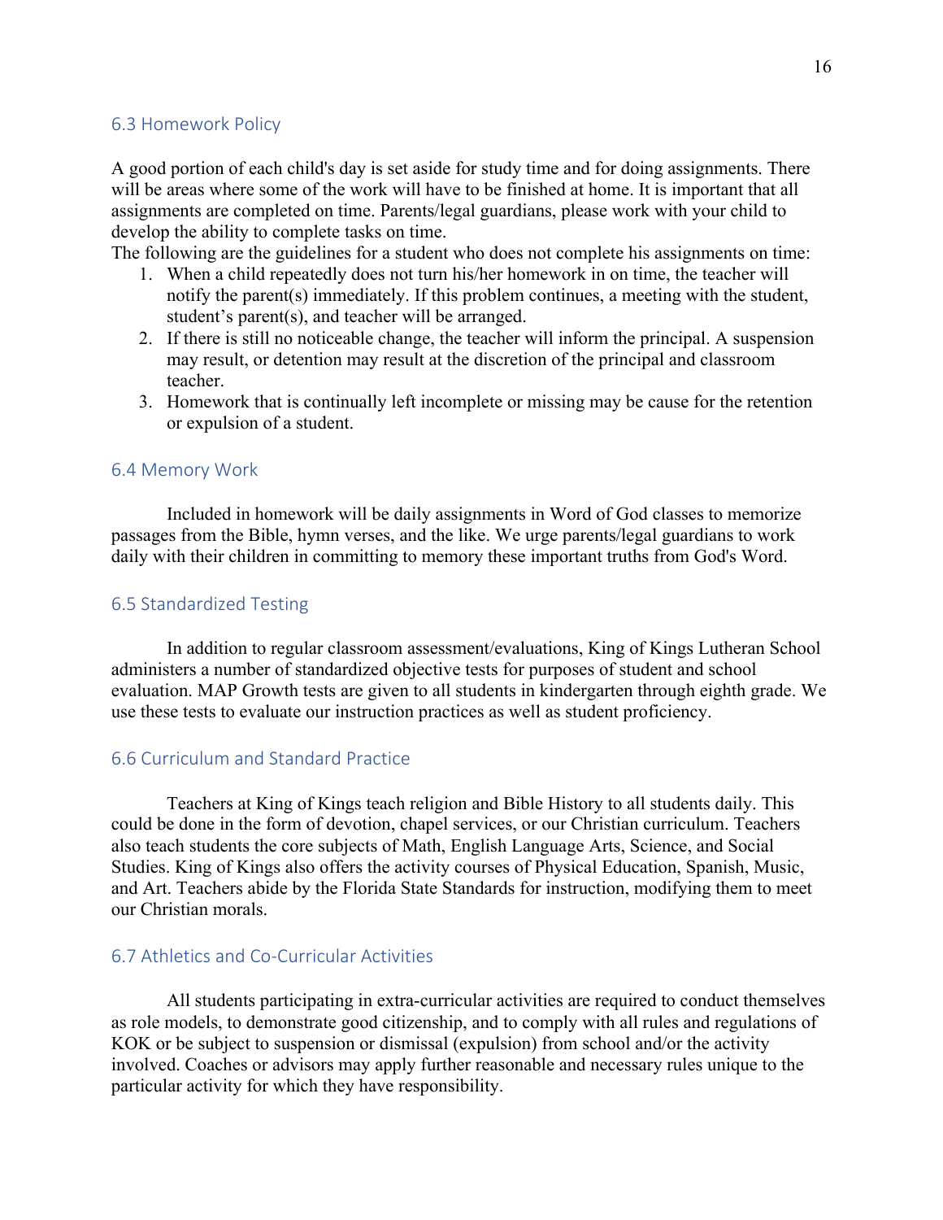## 6.3 Homework Policy

A good portion of each child's day is set aside for study time and for doing assignments. There will be areas where some of the work will have to be finished at home. It is important that all assignments are completed on time. Parents/legal guardians, please work with your child to develop the ability to complete tasks on time.

The following are the guidelines for a student who does not complete his assignments on time:

1. When a child repeatedly does not turn his/her homework in on time, the teacher will notify the parent(s) immediately. If this problem continues, a meeting with the student, student's parent(s), and teacher will be arranged.
2. If there is still no noticeable change, the teacher will inform the principal. A suspension may result, or detention may result at the discretion of the principal and classroom teacher.
3. Homework that is continually left incomplete or missing may be cause for the retention or expulsion of a student.

## 6.4 Memory Work

Included in homework will be daily assignments in Word of God classes to memorize passages from the Bible, hymn verses, and the like. We urge parents/legal guardians to work daily with their children in committing to memory these important truths from God's Word.

## 6.5 Standardized Testing

In addition to regular classroom assessment/evaluations, King of Kings Lutheran School administers a number of standardized objective tests for purposes of student and school evaluation. MAP Growth tests are given to all students in kindergarten through eighth grade. We use these tests to evaluate our instruction practices as well as student proficiency.

## 6.6 Curriculum and Standard Practice

Teachers at King of Kings teach religion and Bible History to all students daily. This could be done in the form of devotion, chapel services, or our Christian curriculum. Teachers also teach students the core subjects of Math, English Language Arts, Science, and Social Studies. King of Kings also offers the activity courses of Physical Education, Spanish, Music, and Art. Teachers abide by the Florida State Standards for instruction, modifying them to meet our Christian morals.

## 6.7 Athletics and Co-Curricular Activities

All students participating in extra-curricular activities are required to conduct themselves as role models, to demonstrate good citizenship, and to comply with all rules and regulations of KOK or be subject to suspension or dismissal (expulsion) from school and/or the activity involved. Coaches or advisors may apply further reasonable and necessary rules unique to the particular activity for which they have responsibility.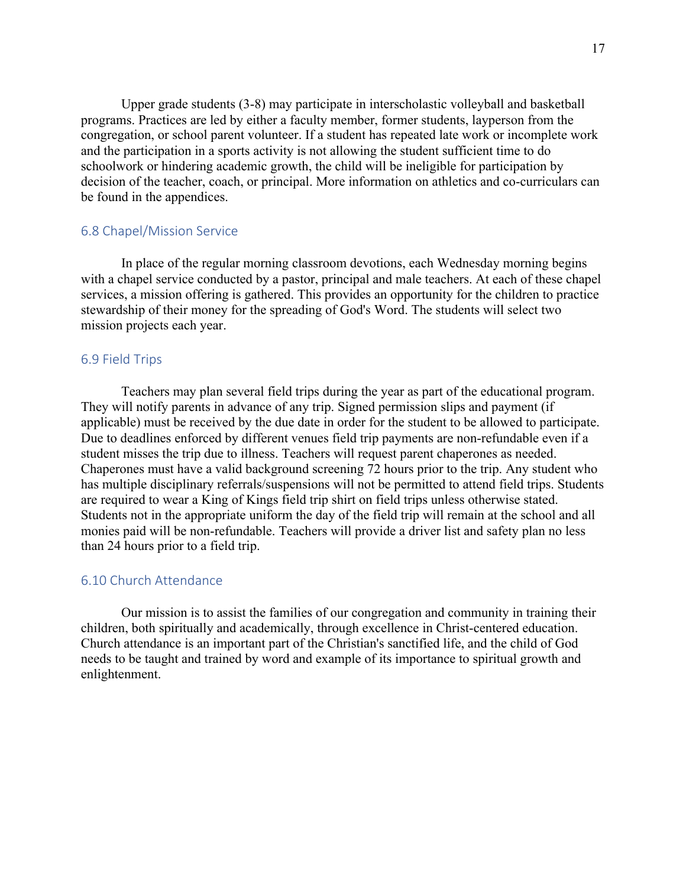Upper grade students (3-8) may participate in interscholastic volleyball and basketball programs. Practices are led by either a faculty member, former students, layperson from the congregation, or school parent volunteer. If a student has repeated late work or incomplete work and the participation in a sports activity is not allowing the student sufficient time to do schoolwork or hindering academic growth, the child will be ineligible for participation by decision of the teacher, coach, or principal. More information on athletics and co-curriculars can be found in the appendices.

## 6.8 Chapel/Mission Service

In place of the regular morning classroom devotions, each Wednesday morning begins with a chapel service conducted by a pastor, principal and male teachers. At each of these chapel services, a mission offering is gathered. This provides an opportunity for the children to practice stewardship of their money for the spreading of God's Word. The students will select two mission projects each year.

## 6.9 Field Trips

Teachers may plan several field trips during the year as part of the educational program. They will notify parents in advance of any trip. Signed permission slips and payment (if applicable) must be received by the due date in order for the student to be allowed to participate. Due to deadlines enforced by different venues field trip payments are non-refundable even if a student misses the trip due to illness. Teachers will request parent chaperones as needed. Chaperones must have a valid background screening 72 hours prior to the trip. Any student who has multiple disciplinary referrals/suspensions will not be permitted to attend field trips. Students are required to wear a King of Kings field trip shirt on field trips unless otherwise stated. Students not in the appropriate uniform the day of the field trip will remain at the school and all monies paid will be non-refundable. Teachers will provide a driver list and safety plan no less than 24 hours prior to a field trip.

## 6.10 Church Attendance

Our mission is to assist the families of our congregation and community in training their children, both spiritually and academically, through excellence in Christ-centered education. Church attendance is an important part of the Christian's sanctified life, and the child of God needs to be taught and trained by word and example of its importance to spiritual growth and enlightenment.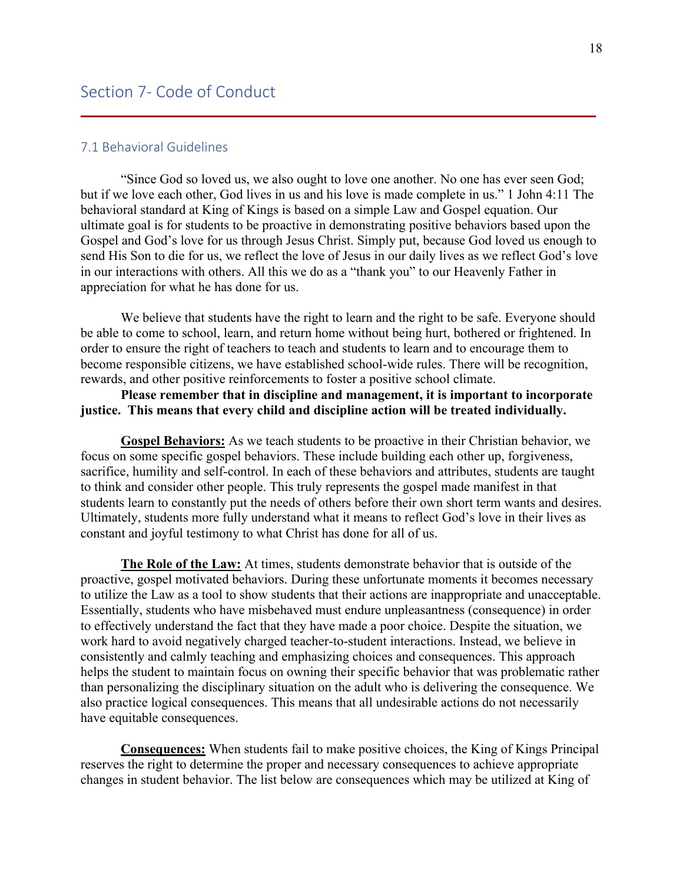## Section 7- Code of Conduct

### 7.1 Behavioral Guidelines

"Since God so loved us, we also ought to love one another. No one has ever seen God; but if we love each other, God lives in us and his love is made complete in us." 1 John 4:11 The behavioral standard at King of Kings is based on a simple Law and Gospel equation. Our ultimate goal is for students to be proactive in demonstrating positive behaviors based upon the Gospel and God's love for us through Jesus Christ. Simply put, because God loved us enough to send His Son to die for us, we reflect the love of Jesus in our daily lives as we reflect God's love in our interactions with others. All this we do as a "thank you" to our Heavenly Father in appreciation for what he has done for us.

We believe that students have the right to learn and the right to be safe. Everyone should be able to come to school, learn, and return home without being hurt, bothered or frightened. In order to ensure the right of teachers to teach and students to learn and to encourage them to become responsible citizens, we have established school-wide rules. There will be recognition, rewards, and other positive reinforcements to foster a positive school climate.

**Please remember that in discipline and management, it is important to incorporate justice. This means that every child and discipline action will be treated individually.**

**Gospel Behaviors:** As we teach students to be proactive in their Christian behavior, we focus on some specific gospel behaviors. These include building each other up, forgiveness, sacrifice, humility and self-control. In each of these behaviors and attributes, students are taught to think and consider other people. This truly represents the gospel made manifest in that students learn to constantly put the needs of others before their own short term wants and desires. Ultimately, students more fully understand what it means to reflect God's love in their lives as constant and joyful testimony to what Christ has done for all of us.

**The Role of the Law:** At times, students demonstrate behavior that is outside of the proactive, gospel motivated behaviors. During these unfortunate moments it becomes necessary to utilize the Law as a tool to show students that their actions are inappropriate and unacceptable. Essentially, students who have misbehaved must endure unpleasantness (consequence) in order to effectively understand the fact that they have made a poor choice. Despite the situation, we work hard to avoid negatively charged teacher-to-student interactions. Instead, we believe in consistently and calmly teaching and emphasizing choices and consequences. This approach helps the student to maintain focus on owning their specific behavior that was problematic rather than personalizing the disciplinary situation on the adult who is delivering the consequence. We also practice logical consequences. This means that all undesirable actions do not necessarily have equitable consequences.

**Consequences:** When students fail to make positive choices, the King of Kings Principal reserves the right to determine the proper and necessary consequences to achieve appropriate changes in student behavior. The list below are consequences which may be utilized at King of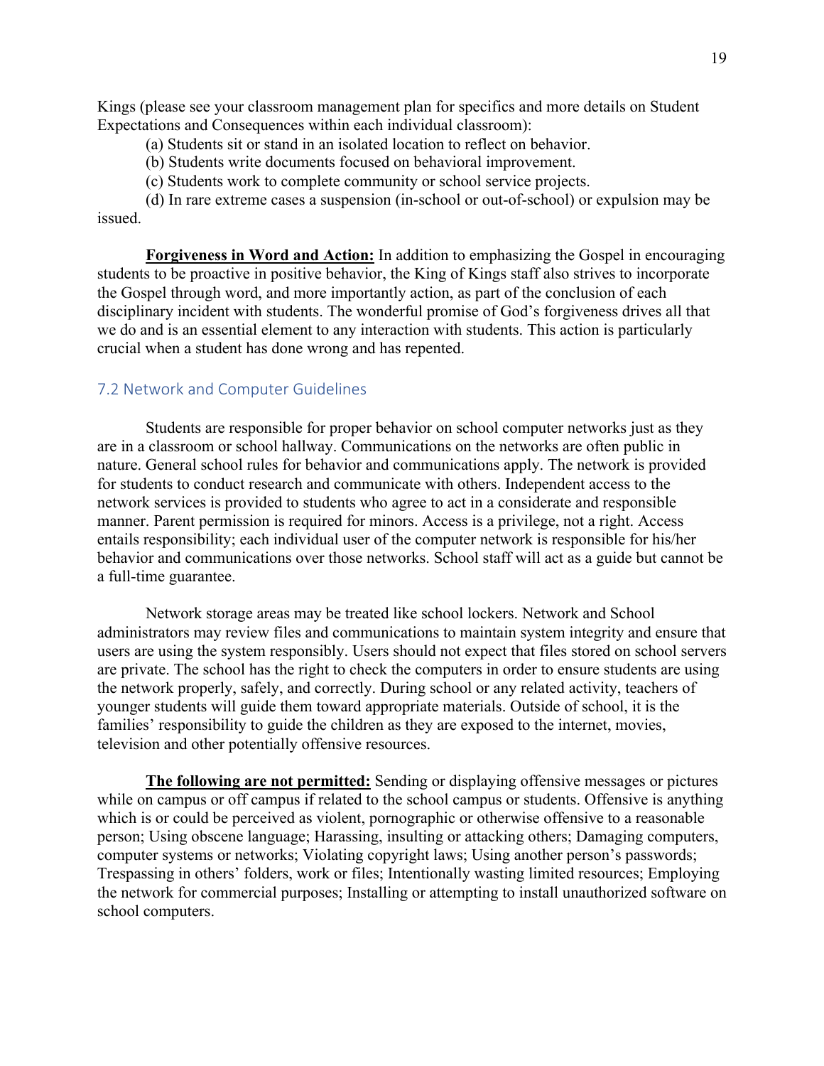Kings (please see your classroom management plan for specifics and more details on Student Expectations and Consequences within each individual classroom):

(a) Students sit or stand in an isolated location to reflect on behavior.

(b) Students write documents focused on behavioral improvement.

(c) Students work to complete community or school service projects.

(d) In rare extreme cases a suspension (in-school or out-of-school) or expulsion may be issued.

**Forgiveness in Word and Action:** In addition to emphasizing the Gospel in encouraging students to be proactive in positive behavior, the King of Kings staff also strives to incorporate the Gospel through word, and more importantly action, as part of the conclusion of each disciplinary incident with students. The wonderful promise of God's forgiveness drives all that we do and is an essential element to any interaction with students. This action is particularly crucial when a student has done wrong and has repented.

## 7.2 Network and Computer Guidelines

Students are responsible for proper behavior on school computer networks just as they are in a classroom or school hallway. Communications on the networks are often public in nature. General school rules for behavior and communications apply. The network is provided for students to conduct research and communicate with others. Independent access to the network services is provided to students who agree to act in a considerate and responsible manner. Parent permission is required for minors. Access is a privilege, not a right. Access entails responsibility; each individual user of the computer network is responsible for his/her behavior and communications over those networks. School staff will act as a guide but cannot be a full-time guarantee.

Network storage areas may be treated like school lockers. Network and School administrators may review files and communications to maintain system integrity and ensure that users are using the system responsibly. Users should not expect that files stored on school servers are private. The school has the right to check the computers in order to ensure students are using the network properly, safely, and correctly. During school or any related activity, teachers of younger students will guide them toward appropriate materials. Outside of school, it is the families' responsibility to guide the children as they are exposed to the internet, movies, television and other potentially offensive resources.

**The following are not permitted:** Sending or displaying offensive messages or pictures while on campus or off campus if related to the school campus or students. Offensive is anything which is or could be perceived as violent, pornographic or otherwise offensive to a reasonable person; Using obscene language; Harassing, insulting or attacking others; Damaging computers, computer systems or networks; Violating copyright laws; Using another person's passwords; Trespassing in others' folders, work or files; Intentionally wasting limited resources; Employing the network for commercial purposes; Installing or attempting to install unauthorized software on school computers.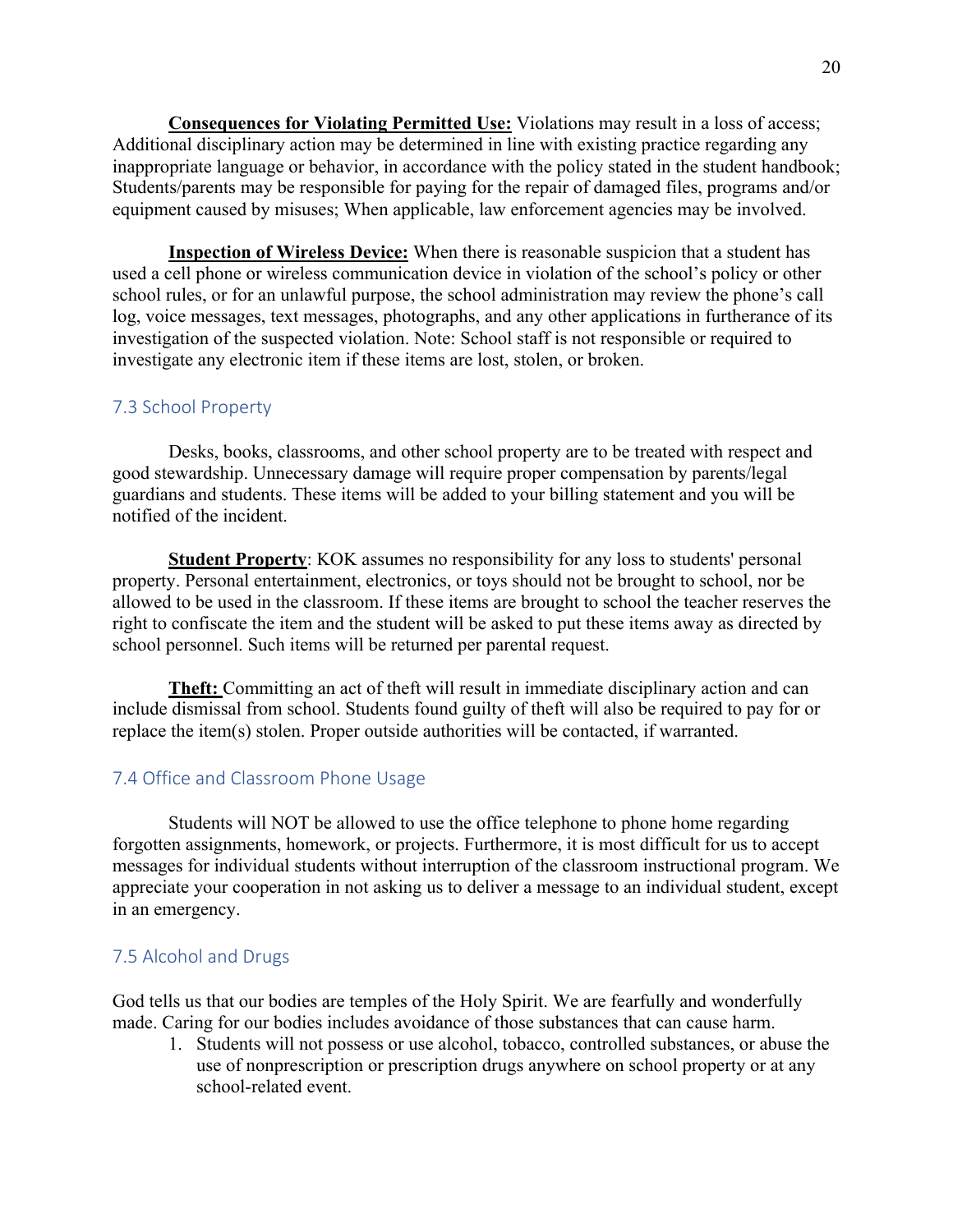**<u>Consequences for Violating Permitted Use:</u>** Violations may result in a loss of access; Additional disciplinary action may be determined in line with existing practice regarding any inappropriate language or behavior, in accordance with the policy stated in the student handbook; Students/parents may be responsible for paying for the repair of damaged files, programs and/or equipment caused by misuses; When applicable, law enforcement agencies may be involved.

**<u>Inspection of Wireless Device:</u>** When there is reasonable suspicion that a student has used a cell phone or wireless communication device in violation of the school's policy or other school rules, or for an unlawful purpose, the school administration may review the phone's call log, voice messages, text messages, photographs, and any other applications in furtherance of its investigation of the suspected violation. Note: School staff is not responsible or required to investigate any electronic item if these items are lost, stolen, or broken.

## 7.3 School Property

Desks, books, classrooms, and other school property are to be treated with respect and good stewardship. Unnecessary damage will require proper compensation by parents/legal guardians and students. These items will be added to your billing statement and you will be notified of the incident.

**<u>Student Property</u>**: KOK assumes no responsibility for any loss to students' personal property. Personal entertainment, electronics, or toys should not be brought to school, nor be allowed to be used in the classroom. If these items are brought to school the teacher reserves the right to confiscate the item and the student will be asked to put these items away as directed by school personnel. Such items will be returned per parental request.

**<u>Theft:</u>** Committing an act of theft will result in immediate disciplinary action and can include dismissal from school. Students found guilty of theft will also be required to pay for or replace the item(s) stolen. Proper outside authorities will be contacted, if warranted.

## 7.4 Office and Classroom Phone Usage

Students will NOT be allowed to use the office telephone to phone home regarding forgotten assignments, homework, or projects. Furthermore, it is most difficult for us to accept messages for individual students without interruption of the classroom instructional program. We appreciate your cooperation in not asking us to deliver a message to an individual student, except in an emergency.

## 7.5 Alcohol and Drugs

God tells us that our bodies are temples of the Holy Spirit. We are fearfully and wonderfully made. Caring for our bodies includes avoidance of those substances that can cause harm.

1. Students will not possess or use alcohol, tobacco, controlled substances, or abuse the use of nonprescription or prescription drugs anywhere on school property or at any school-related event.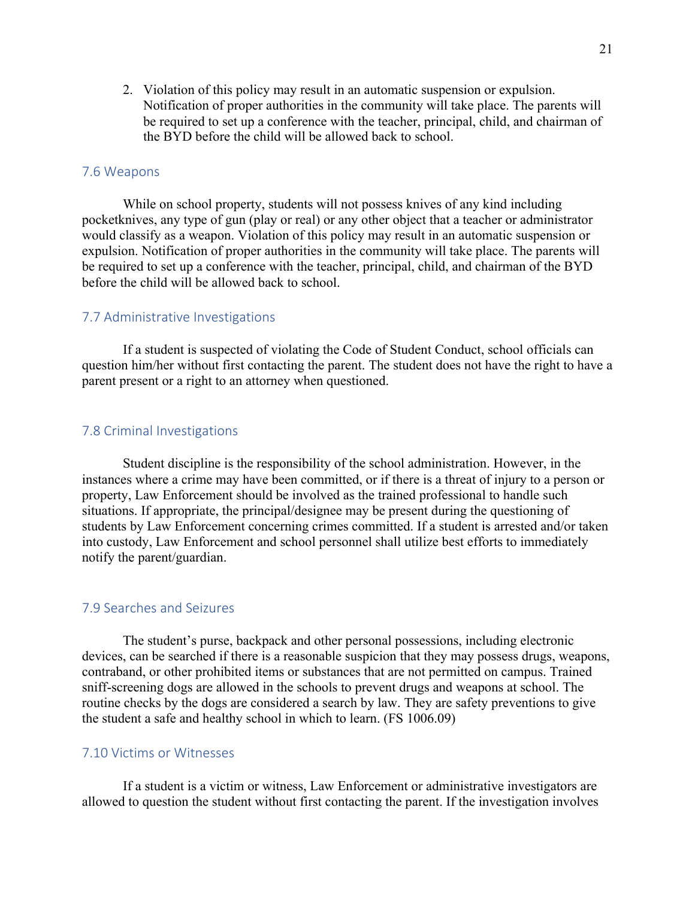2. Violation of this policy may result in an automatic suspension or expulsion. Notification of proper authorities in the community will take place. The parents will be required to set up a conference with the teacher, principal, child, and chairman of the BYD before the child will be allowed back to school.

### 7.6 Weapons

While on school property, students will not possess knives of any kind including pocketknives, any type of gun (play or real) or any other object that a teacher or administrator would classify as a weapon. Violation of this policy may result in an automatic suspension or expulsion. Notification of proper authorities in the community will take place. The parents will be required to set up a conference with the teacher, principal, child, and chairman of the BYD before the child will be allowed back to school.

### 7.7 Administrative Investigations

If a student is suspected of violating the Code of Student Conduct, school officials can question him/her without first contacting the parent. The student does not have the right to have a parent present or a right to an attorney when questioned.

### 7.8 Criminal Investigations

Student discipline is the responsibility of the school administration. However, in the instances where a crime may have been committed, or if there is a threat of injury to a person or property, Law Enforcement should be involved as the trained professional to handle such situations. If appropriate, the principal/designee may be present during the questioning of students by Law Enforcement concerning crimes committed. If a student is arrested and/or taken into custody, Law Enforcement and school personnel shall utilize best efforts to immediately notify the parent/guardian.

### 7.9 Searches and Seizures

The student's purse, backpack and other personal possessions, including electronic devices, can be searched if there is a reasonable suspicion that they may possess drugs, weapons, contraband, or other prohibited items or substances that are not permitted on campus. Trained sniff-screening dogs are allowed in the schools to prevent drugs and weapons at school. The routine checks by the dogs are considered a search by law. They are safety preventions to give the student a safe and healthy school in which to learn. (FS 1006.09)

### 7.10 Victims or Witnesses

If a student is a victim or witness, Law Enforcement or administrative investigators are allowed to question the student without first contacting the parent. If the investigation involves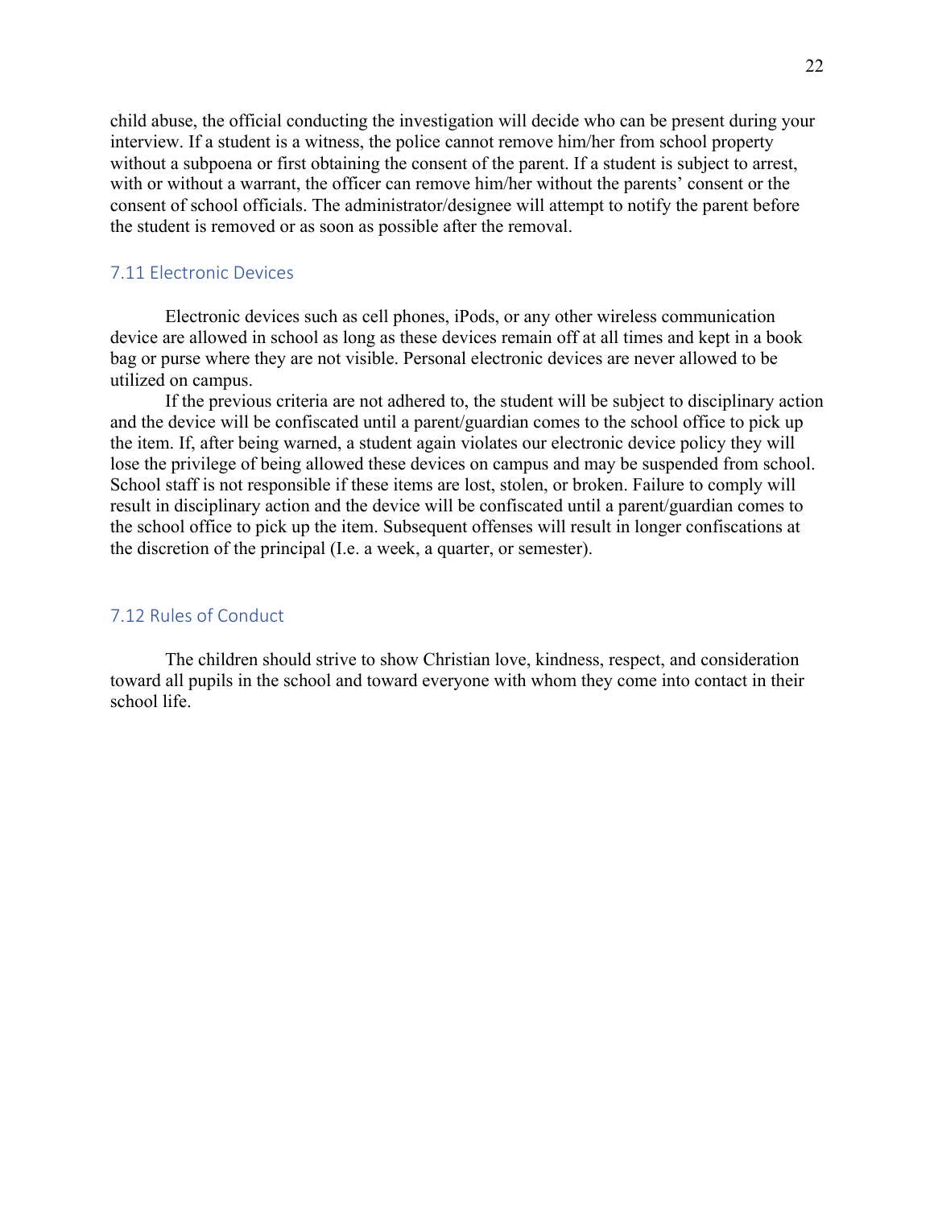child abuse, the official conducting the investigation will decide who can be present during your interview. If a student is a witness, the police cannot remove him/her from school property without a subpoena or first obtaining the consent of the parent. If a student is subject to arrest, with or without a warrant, the officer can remove him/her without the parents' consent or the consent of school officials. The administrator/designee will attempt to notify the parent before the student is removed or as soon as possible after the removal.

## 7.11 Electronic Devices

Electronic devices such as cell phones, iPods, or any other wireless communication device are allowed in school as long as these devices remain off at all times and kept in a book bag or purse where they are not visible. Personal electronic devices are never allowed to be utilized on campus.

If the previous criteria are not adhered to, the student will be subject to disciplinary action and the device will be confiscated until a parent/guardian comes to the school office to pick up the item. If, after being warned, a student again violates our electronic device policy they will lose the privilege of being allowed these devices on campus and may be suspended from school. School staff is not responsible if these items are lost, stolen, or broken. Failure to comply will result in disciplinary action and the device will be confiscated until a parent/guardian comes to the school office to pick up the item. Subsequent offenses will result in longer confiscations at the discretion of the principal (I.e. a week, a quarter, or semester).

## 7.12 Rules of Conduct

The children should strive to show Christian love, kindness, respect, and consideration toward all pupils in the school and toward everyone with whom they come into contact in their school life.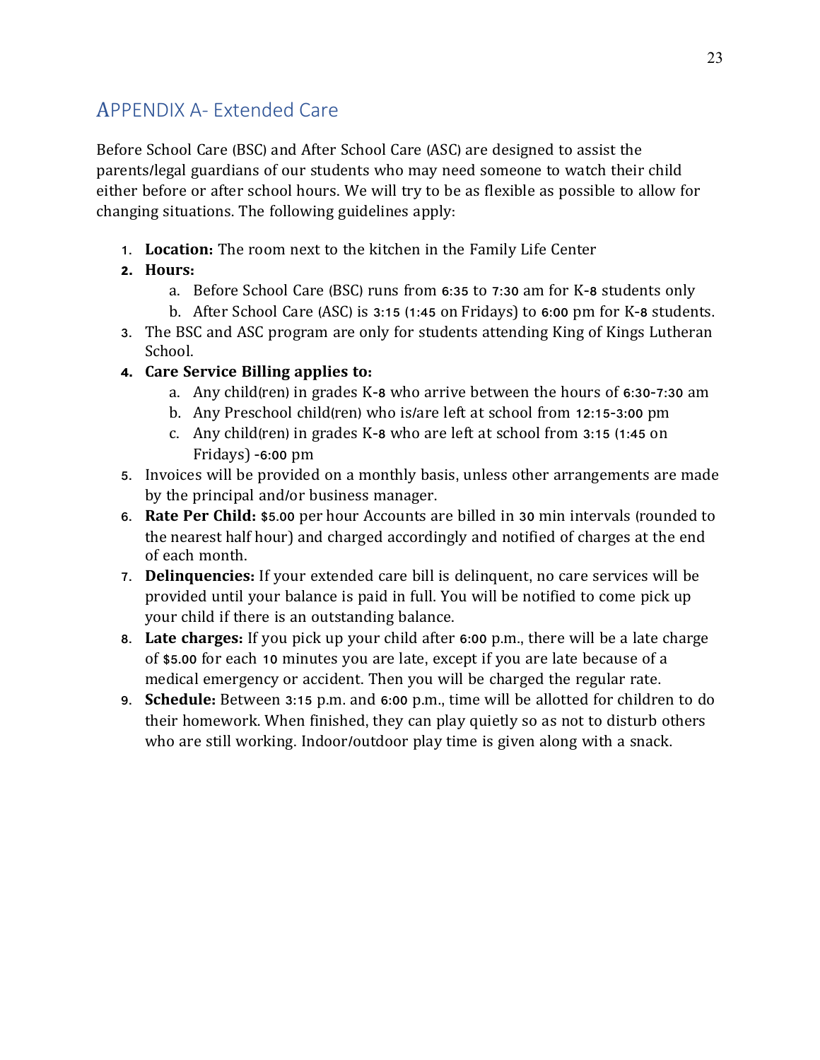## APPENDIX A- Extended Care

Before School Care (BSC) and After School Care (ASC) are designed to assist the parents/legal guardians of our students who may need someone to watch their child either before or after school hours. We will try to be as flexible as possible to allow for changing situations. The following guidelines apply:

1. **Location:** The room next to the kitchen in the Family Life Center
2. **Hours:**
   a. Before School Care (BSC) runs from 6:35 to 7:30 am for K-8 students only
   b. After School Care (ASC) is 3:15 (1:45 on Fridays) to 6:00 pm for K-8 students.
3. The BSC and ASC program are only for students attending King of Kings Lutheran School.
4. **Care Service Billing applies to:**
   a. Any child(ren) in grades K-8 who arrive between the hours of 6:30-7:30 am
   b. Any Preschool child(ren) who is/are left at school from 12:15-3:00 pm
   c. Any child(ren) in grades K-8 who are left at school from 3:15 (1:45 on Fridays) -6:00 pm
5. Invoices will be provided on a monthly basis, unless other arrangements are made by the principal and/or business manager.
6. **Rate Per Child:** $5.00 per hour Accounts are billed in 30 min intervals (rounded to the nearest half hour) and charged accordingly and notified of charges at the end of each month.
7. **Delinquencies:** If your extended care bill is delinquent, no care services will be provided until your balance is paid in full. You will be notified to come pick up your child if there is an outstanding balance.
8. **Late charges:** If you pick up your child after 6:00 p.m., there will be a late charge of $5.00 for each 10 minutes you are late, except if you are late because of a medical emergency or accident. Then you will be charged the regular rate.
9. **Schedule:** Between 3:15 p.m. and 6:00 p.m., time will be allotted for children to do their homework. When finished, they can play quietly so as not to disturb others who are still working. Indoor/outdoor play time is given along with a snack.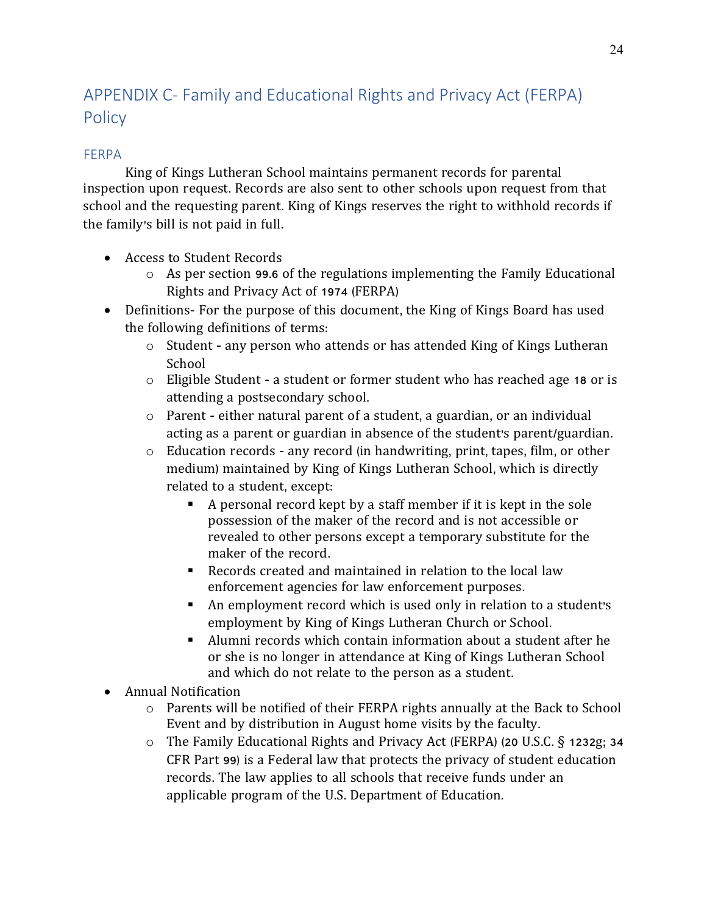# APPENDIX C- Family and Educational Rights and Privacy Act (FERPA) Policy

## FERPA

King of Kings Lutheran School maintains permanent records for parental inspection upon request. Records are also sent to other schools upon request from that school and the requesting parent. King of Kings reserves the right to withhold records if the family's bill is not paid in full.

- Access to Student Records
  - As per section 99.6 of the regulations implementing the Family Educational Rights and Privacy Act of 1974 (FERPA)
- Definitions- For the purpose of this document, the King of Kings Board has used the following definitions of terms:
  - Student - any person who attends or has attended King of Kings Lutheran School
  - Eligible Student - a student or former student who has reached age 18 or is attending a postsecondary school.
  - Parent - either natural parent of a student, a guardian, or an individual acting as a parent or guardian in absence of the student's parent/guardian.
  - Education records - any record (in handwriting, print, tapes, film, or other medium) maintained by King of Kings Lutheran School, which is directly related to a student, except:
    - A personal record kept by a staff member if it is kept in the sole possession of the maker of the record and is not accessible or revealed to other persons except a temporary substitute for the maker of the record.
    - Records created and maintained in relation to the local law enforcement agencies for law enforcement purposes.
    - An employment record which is used only in relation to a student's employment by King of Kings Lutheran Church or School.
    - Alumni records which contain information about a student after he or she is no longer in attendance at King of Kings Lutheran School and which do not relate to the person as a student.
- Annual Notification
  - Parents will be notified of their FERPA rights annually at the Back to School Event and by distribution in August home visits by the faculty.
  - The Family Educational Rights and Privacy Act (FERPA) (20 U.S.C. § 1232g; 34 CFR Part 99) is a Federal law that protects the privacy of student education records. The law applies to all schools that receive funds under an applicable program of the U.S. Department of Education.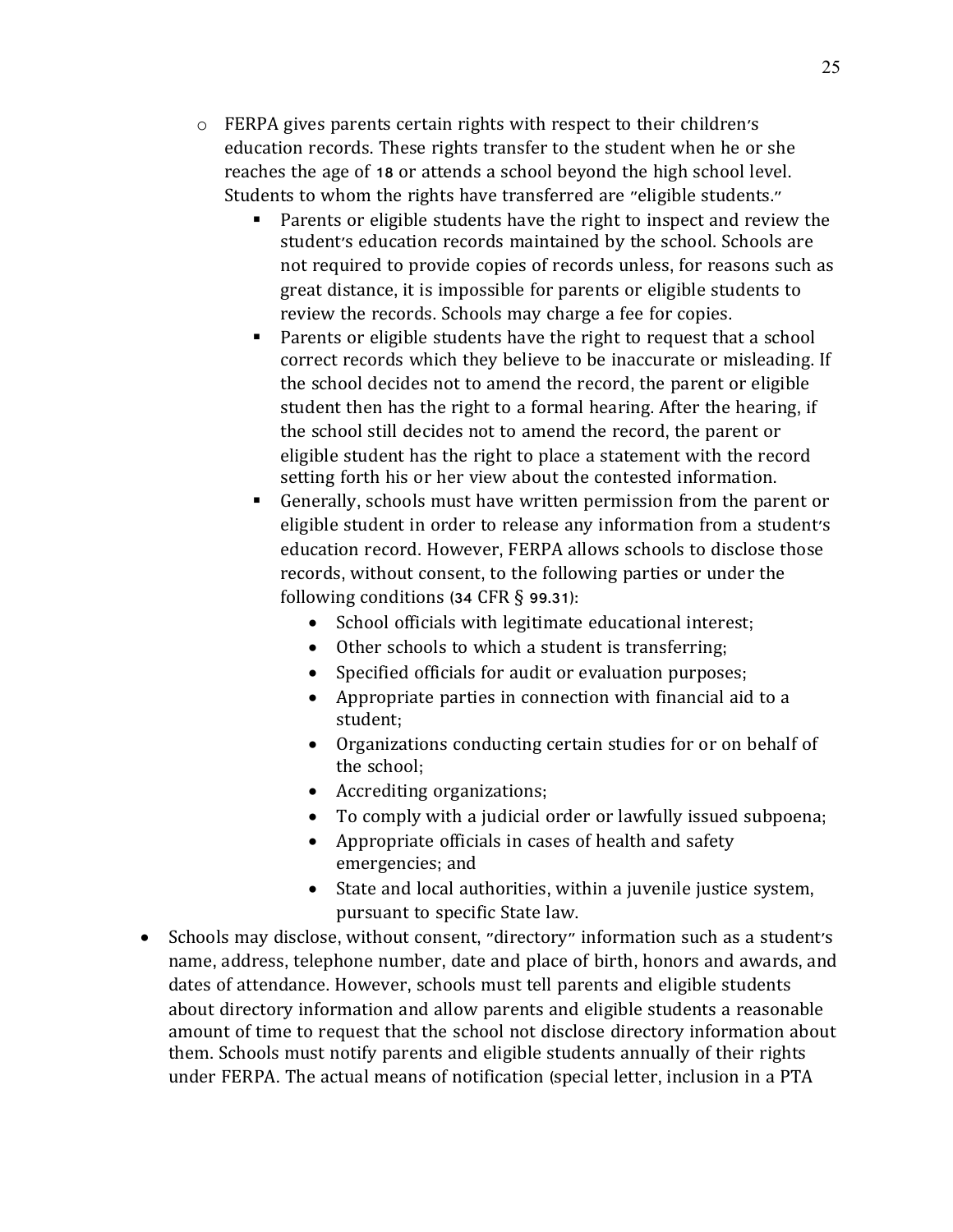- FERPA gives parents certain rights with respect to their children's education records. These rights transfer to the student when he or she reaches the age of 18 or attends a school beyond the high school level. Students to whom the rights have transferred are "eligible students."
    - Parents or eligible students have the right to inspect and review the student's education records maintained by the school. Schools are not required to provide copies of records unless, for reasons such as great distance, it is impossible for parents or eligible students to review the records. Schools may charge a fee for copies.
    - Parents or eligible students have the right to request that a school correct records which they believe to be inaccurate or misleading. If the school decides not to amend the record, the parent or eligible student then has the right to a formal hearing. After the hearing, if the school still decides not to amend the record, the parent or eligible student has the right to place a statement with the record setting forth his or her view about the contested information.
    - Generally, schools must have written permission from the parent or eligible student in order to release any information from a student's education record. However, FERPA allows schools to disclose those records, without consent, to the following parties or under the following conditions (34 CFR § 99.31):
        - School officials with legitimate educational interest;
        - Other schools to which a student is transferring;
        - Specified officials for audit or evaluation purposes;
        - Appropriate parties in connection with financial aid to a student;
        - Organizations conducting certain studies for or on behalf of the school;
        - Accrediting organizations;
        - To comply with a judicial order or lawfully issued subpoena;
        - Appropriate officials in cases of health and safety emergencies; and
        - State and local authorities, within a juvenile justice system, pursuant to specific State law.
- Schools may disclose, without consent, "directory" information such as a student's name, address, telephone number, date and place of birth, honors and awards, and dates of attendance. However, schools must tell parents and eligible students about directory information and allow parents and eligible students a reasonable amount of time to request that the school not disclose directory information about them. Schools must notify parents and eligible students annually of their rights under FERPA. The actual means of notification (special letter, inclusion in a PTA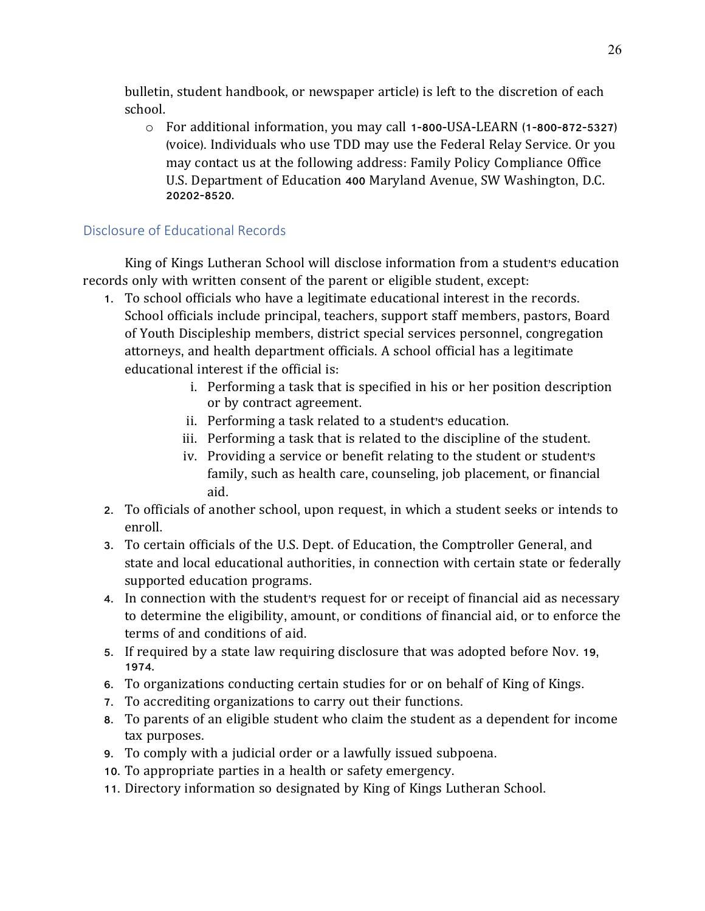bulletin, student handbook, or newspaper article) is left to the discretion of each school.

- For additional information, you may call 1-800-USA-LEARN (1-800-872-5327) (voice). Individuals who use TDD may use the Federal Relay Service. Or you may contact us at the following address: Family Policy Compliance Office U.S. Department of Education 400 Maryland Avenue, SW Washington, D.C. 20202-8520.

## Disclosure of Educational Records

King of Kings Lutheran School will disclose information from a student's education records only with written consent of the parent or eligible student, except:

1. To school officials who have a legitimate educational interest in the records. School officials include principal, teachers, support staff members, pastors, Board of Youth Discipleship members, district special services personnel, congregation attorneys, and health department officials. A school official has a legitimate educational interest if the official is:
   i. Performing a task that is specified in his or her position description or by contract agreement.
   ii. Performing a task related to a student's education.
   iii. Performing a task that is related to the discipline of the student.
   iv. Providing a service or benefit relating to the student or student's family, such as health care, counseling, job placement, or financial aid.
2. To officials of another school, upon request, in which a student seeks or intends to enroll.
3. To certain officials of the U.S. Dept. of Education, the Comptroller General, and state and local educational authorities, in connection with certain state or federally supported education programs.
4. In connection with the student's request for or receipt of financial aid as necessary to determine the eligibility, amount, or conditions of financial aid, or to enforce the terms of and conditions of aid.
5. If required by a state law requiring disclosure that was adopted before Nov. 19, 1974.
6. To organizations conducting certain studies for or on behalf of King of Kings.
7. To accrediting organizations to carry out their functions.
8. To parents of an eligible student who claim the student as a dependent for income tax purposes.
9. To comply with a judicial order or a lawfully issued subpoena.
10. To appropriate parties in a health or safety emergency.
11. Directory information so designated by King of Kings Lutheran School.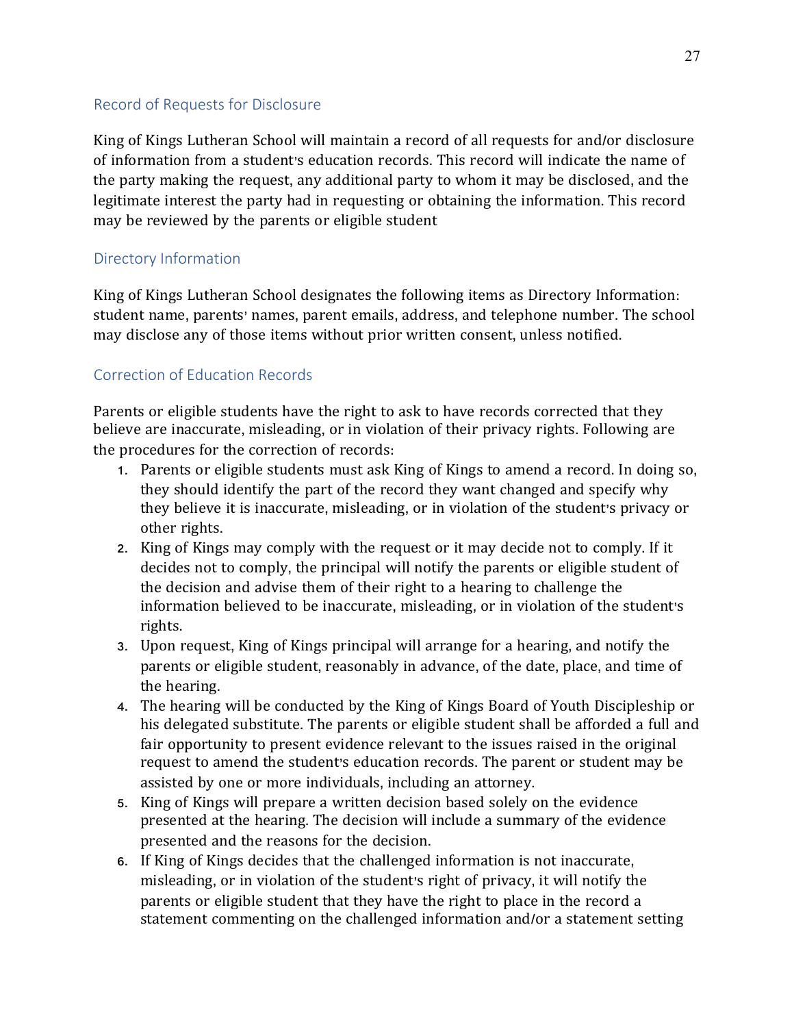## Record of Requests for Disclosure

King of Kings Lutheran School will maintain a record of all requests for and/or disclosure of information from a student's education records. This record will indicate the name of the party making the request, any additional party to whom it may be disclosed, and the legitimate interest the party had in requesting or obtaining the information. This record may be reviewed by the parents or eligible student

## Directory Information

King of Kings Lutheran School designates the following items as Directory Information: student name, parents' names, parent emails, address, and telephone number. The school may disclose any of those items without prior written consent, unless notified.

## Correction of Education Records

Parents or eligible students have the right to ask to have records corrected that they believe are inaccurate, misleading, or in violation of their privacy rights. Following are the procedures for the correction of records:

1. Parents or eligible students must ask King of Kings to amend a record. In doing so, they should identify the part of the record they want changed and specify why they believe it is inaccurate, misleading, or in violation of the student's privacy or other rights.
2. King of Kings may comply with the request or it may decide not to comply. If it decides not to comply, the principal will notify the parents or eligible student of the decision and advise them of their right to a hearing to challenge the information believed to be inaccurate, misleading, or in violation of the student's rights.
3. Upon request, King of Kings principal will arrange for a hearing, and notify the parents or eligible student, reasonably in advance, of the date, place, and time of the hearing.
4. The hearing will be conducted by the King of Kings Board of Youth Discipleship or his delegated substitute. The parents or eligible student shall be afforded a full and fair opportunity to present evidence relevant to the issues raised in the original request to amend the student's education records. The parent or student may be assisted by one or more individuals, including an attorney.
5. King of Kings will prepare a written decision based solely on the evidence presented at the hearing. The decision will include a summary of the evidence presented and the reasons for the decision.
6. If King of Kings decides that the challenged information is not inaccurate, misleading, or in violation of the student's right of privacy, it will notify the parents or eligible student that they have the right to place in the record a statement commenting on the challenged information and/or a statement setting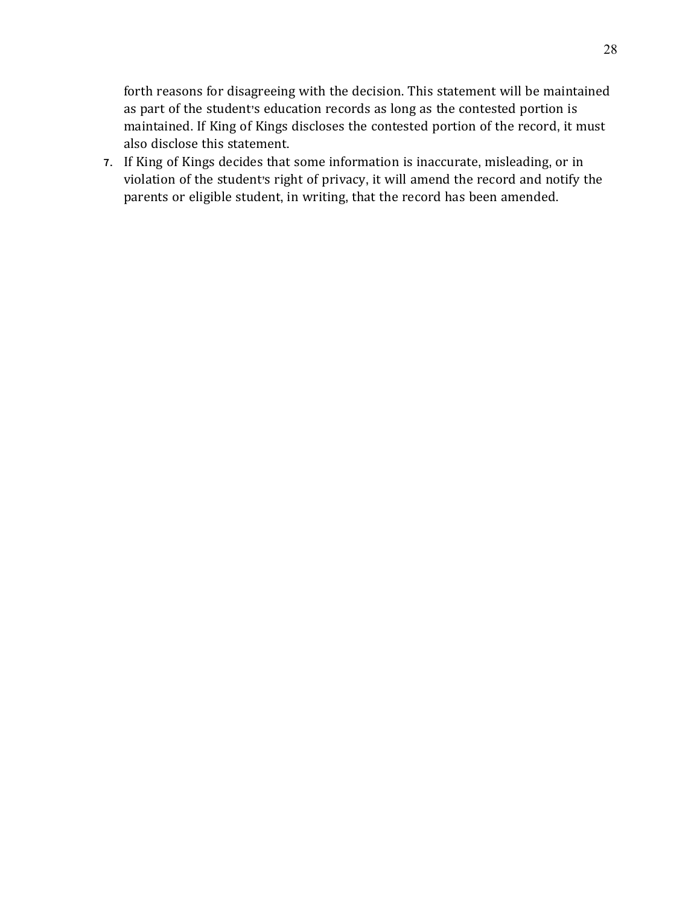forth reasons for disagreeing with the decision. This statement will be maintained as part of the student's education records as long as the contested portion is maintained. If King of Kings discloses the contested portion of the record, it must also disclose this statement.

7. If King of Kings decides that some information is inaccurate, misleading, or in violation of the student's right of privacy, it will amend the record and notify the parents or eligible student, in writing, that the record has been amended.